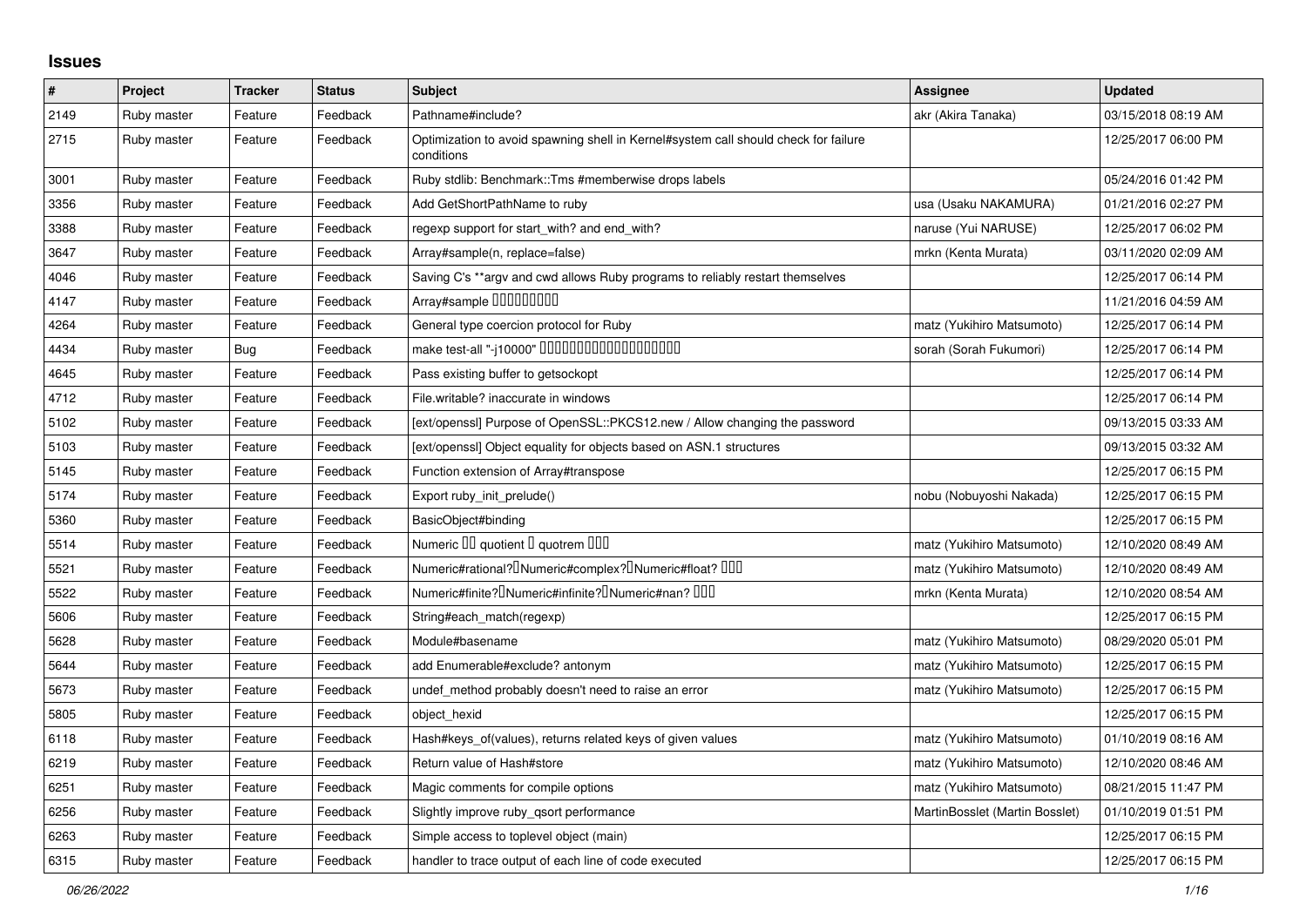# Issues

| # | Project | Tracker | Status | Subject | Assignee | Updated |
|---|---|---|---|---|---|---|
| 2149 | Ruby master | Feature | Feedback | Pathname#include? | akr (Akira Tanaka) | 03/15/2018 08:19 AM |
| 2715 | Ruby master | Feature | Feedback | Optimization to avoid spawning shell in Kernel#system call should check for failure conditions | | 12/25/2017 06:00 PM |
| 3001 | Ruby master | Feature | Feedback | Ruby stdlib: Benchmark::Tms #memberwise drops labels | | 05/24/2016 01:42 PM |
| 3356 | Ruby master | Feature | Feedback | Add GetShortPathName to ruby | usa (Usaku NAKAMURA) | 01/21/2016 02:27 PM |
| 3388 | Ruby master | Feature | Feedback | regexp support for start_with? and end_with? | naruse (Yui NARUSE) | 12/25/2017 06:02 PM |
| 3647 | Ruby master | Feature | Feedback | Array#sample(n, replace=false) | mrkn (Kenta Murata) | 03/11/2020 02:09 AM |
| 4046 | Ruby master | Feature | Feedback | Saving C's **argv and cwd allows Ruby programs to reliably restart themselves | | 12/25/2017 06:14 PM |
| 4147 | Ruby master | Feature | Feedback | Array#sample ��������� | | 11/21/2016 04:59 AM |
| 4264 | Ruby master | Feature | Feedback | General type coercion protocol for Ruby | matz (Yukihiro Matsumoto) | 12/25/2017 06:14 PM |
| 4434 | Ruby master | Bug | Feedback | make test-all "-j10000" ������������������� | sorah (Sorah Fukumori) | 12/25/2017 06:14 PM |
| 4645 | Ruby master | Feature | Feedback | Pass existing buffer to getsockopt | | 12/25/2017 06:14 PM |
| 4712 | Ruby master | Feature | Feedback | File.writable? inaccurate in windows | | 12/25/2017 06:14 PM |
| 5102 | Ruby master | Feature | Feedback | [ext/openssl] Purpose of OpenSSL::PKCS12.new / Allow changing the password | | 09/13/2015 03:33 AM |
| 5103 | Ruby master | Feature | Feedback | [ext/openssl] Object equality for objects based on ASN.1 structures | | 09/13/2015 03:32 AM |
| 5145 | Ruby master | Feature | Feedback | Function extension of Array#transpose | | 12/25/2017 06:15 PM |
| 5174 | Ruby master | Feature | Feedback | Export ruby_init_prelude() | nobu (Nobuyoshi Nakada) | 12/25/2017 06:15 PM |
| 5360 | Ruby master | Feature | Feedback | BasicObject#binding | | 12/25/2017 06:15 PM |
| 5514 | Ruby master | Feature | Feedback | Numeric �� quotient � quotrem ��� | matz (Yukihiro Matsumoto) | 12/10/2020 08:49 AM |
| 5521 | Ruby master | Feature | Feedback | Numeric#rational?�Numeric#complex?�Numeric#float? ��� | matz (Yukihiro Matsumoto) | 12/10/2020 08:49 AM |
| 5522 | Ruby master | Feature | Feedback | Numeric#finite?�Numeric#infinite?�Numeric#nan? ��� | mrkn (Kenta Murata) | 12/10/2020 08:54 AM |
| 5606 | Ruby master | Feature | Feedback | String#each_match(regexp) | | 12/25/2017 06:15 PM |
| 5628 | Ruby master | Feature | Feedback | Module#basename | matz (Yukihiro Matsumoto) | 08/29/2020 05:01 PM |
| 5644 | Ruby master | Feature | Feedback | add Enumerable#exclude? antonym | matz (Yukihiro Matsumoto) | 12/25/2017 06:15 PM |
| 5673 | Ruby master | Feature | Feedback | undef_method probably doesn't need to raise an error | matz (Yukihiro Matsumoto) | 12/25/2017 06:15 PM |
| 5805 | Ruby master | Feature | Feedback | object_hexid | | 12/25/2017 06:15 PM |
| 6118 | Ruby master | Feature | Feedback | Hash#keys_of(values), returns related keys of given values | matz (Yukihiro Matsumoto) | 01/10/2019 08:16 AM |
| 6219 | Ruby master | Feature | Feedback | Return value of Hash#store | matz (Yukihiro Matsumoto) | 12/10/2020 08:46 AM |
| 6251 | Ruby master | Feature | Feedback | Magic comments for compile options | matz (Yukihiro Matsumoto) | 08/21/2015 11:47 PM |
| 6256 | Ruby master | Feature | Feedback | Slightly improve ruby_qsort performance | MartinBosslet (Martin Bosslet) | 01/10/2019 01:51 PM |
| 6263 | Ruby master | Feature | Feedback | Simple access to toplevel object (main) | | 12/25/2017 06:15 PM |
| 6315 | Ruby master | Feature | Feedback | handler to trace output of each line of code executed | | 12/25/2017 06:15 PM |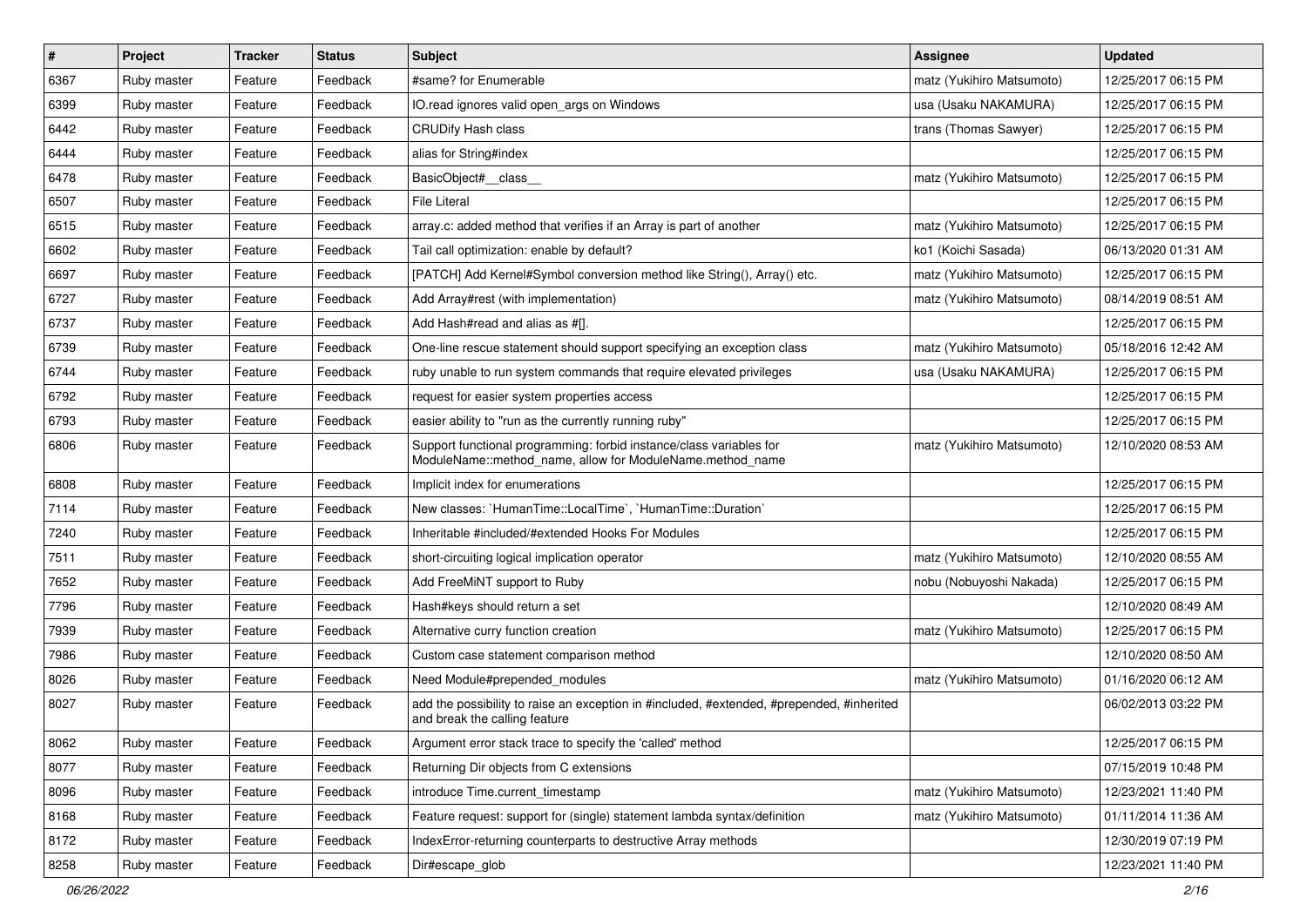| # | Project | Tracker | Status | Subject | Assignee | Updated |
|---|---|---|---|---|---|---|
| 6367 | Ruby master | Feature | Feedback | #same? for Enumerable | matz (Yukihiro Matsumoto) | 12/25/2017 06:15 PM |
| 6399 | Ruby master | Feature | Feedback | IO.read ignores valid open_args on Windows | usa (Usaku NAKAMURA) | 12/25/2017 06:15 PM |
| 6442 | Ruby master | Feature | Feedback | CRUDify Hash class | trans (Thomas Sawyer) | 12/25/2017 06:15 PM |
| 6444 | Ruby master | Feature | Feedback | alias for String#index | | 12/25/2017 06:15 PM |
| 6478 | Ruby master | Feature | Feedback | BasicObject#__class__ | matz (Yukihiro Matsumoto) | 12/25/2017 06:15 PM |
| 6507 | Ruby master | Feature | Feedback | File Literal | | 12/25/2017 06:15 PM |
| 6515 | Ruby master | Feature | Feedback | array.c: added method that verifies if an Array is part of another | matz (Yukihiro Matsumoto) | 12/25/2017 06:15 PM |
| 6602 | Ruby master | Feature | Feedback | Tail call optimization: enable by default? | ko1 (Koichi Sasada) | 06/13/2020 01:31 AM |
| 6697 | Ruby master | Feature | Feedback | [PATCH] Add Kernel#Symbol conversion method like String(), Array() etc. | matz (Yukihiro Matsumoto) | 12/25/2017 06:15 PM |
| 6727 | Ruby master | Feature | Feedback | Add Array#rest (with implementation) | matz (Yukihiro Matsumoto) | 08/14/2019 08:51 AM |
| 6737 | Ruby master | Feature | Feedback | Add Hash#read and alias as #[]. | | 12/25/2017 06:15 PM |
| 6739 | Ruby master | Feature | Feedback | One-line rescue statement should support specifying an exception class | matz (Yukihiro Matsumoto) | 05/18/2016 12:42 AM |
| 6744 | Ruby master | Feature | Feedback | ruby unable to run system commands that require elevated privileges | usa (Usaku NAKAMURA) | 12/25/2017 06:15 PM |
| 6792 | Ruby master | Feature | Feedback | request for easier system properties access | | 12/25/2017 06:15 PM |
| 6793 | Ruby master | Feature | Feedback | easier ability to "run as the currently running ruby" | | 12/25/2017 06:15 PM |
| 6806 | Ruby master | Feature | Feedback | Support functional programming: forbid instance/class variables for ModuleName::method_name, allow for ModuleName.method_name | matz (Yukihiro Matsumoto) | 12/10/2020 08:53 AM |
| 6808 | Ruby master | Feature | Feedback | Implicit index for enumerations | | 12/25/2017 06:15 PM |
| 7114 | Ruby master | Feature | Feedback | New classes: `HumanTime::LocalTime`, `HumanTime::Duration` | | 12/25/2017 06:15 PM |
| 7240 | Ruby master | Feature | Feedback | Inheritable #included/#extended Hooks For Modules | | 12/25/2017 06:15 PM |
| 7511 | Ruby master | Feature | Feedback | short-circuiting logical implication operator | matz (Yukihiro Matsumoto) | 12/10/2020 08:55 AM |
| 7652 | Ruby master | Feature | Feedback | Add FreeMiNT support to Ruby | nobu (Nobuyoshi Nakada) | 12/25/2017 06:15 PM |
| 7796 | Ruby master | Feature | Feedback | Hash#keys should return a set | | 12/10/2020 08:49 AM |
| 7939 | Ruby master | Feature | Feedback | Alternative curry function creation | matz (Yukihiro Matsumoto) | 12/25/2017 06:15 PM |
| 7986 | Ruby master | Feature | Feedback | Custom case statement comparison method | | 12/10/2020 08:50 AM |
| 8026 | Ruby master | Feature | Feedback | Need Module#prepended_modules | matz (Yukihiro Matsumoto) | 01/16/2020 06:12 AM |
| 8027 | Ruby master | Feature | Feedback | add the possibility to raise an exception in #included, #extended, #prepended, #inherited and break the calling feature | | 06/02/2013 03:22 PM |
| 8062 | Ruby master | Feature | Feedback | Argument error stack trace to specify the 'called' method | | 12/25/2017 06:15 PM |
| 8077 | Ruby master | Feature | Feedback | Returning Dir objects from C extensions | | 07/15/2019 10:48 PM |
| 8096 | Ruby master | Feature | Feedback | introduce Time.current_timestamp | matz (Yukihiro Matsumoto) | 12/23/2021 11:40 PM |
| 8168 | Ruby master | Feature | Feedback | Feature request: support for (single) statement lambda syntax/definition | matz (Yukihiro Matsumoto) | 01/11/2014 11:36 AM |
| 8172 | Ruby master | Feature | Feedback | IndexError-returning counterparts to destructive Array methods | | 12/30/2019 07:19 PM |
| 8258 | Ruby master | Feature | Feedback | Dir#escape_glob | | 12/23/2021 11:40 PM |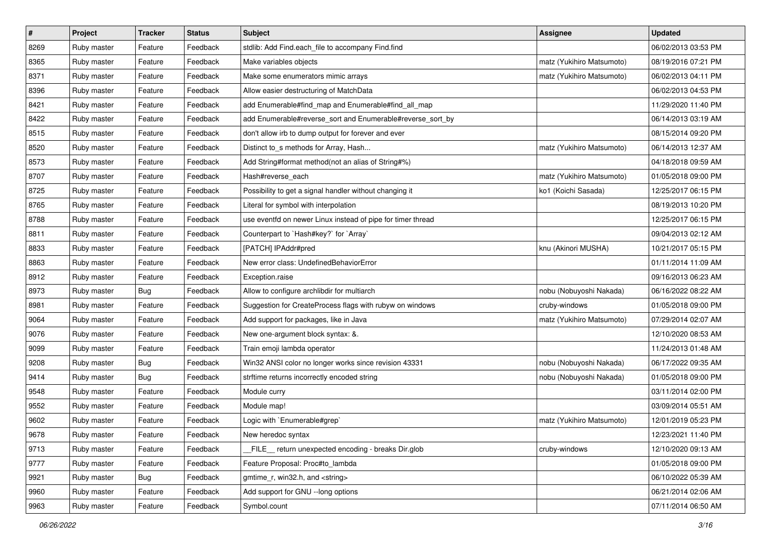| # | Project | Tracker | Status | Subject | Assignee | Updated |
| --- | --- | --- | --- | --- | --- | --- |
| 8269 | Ruby master | Feature | Feedback | stdlib: Add Find.each_file to accompany Find.find | | 06/02/2013 03:53 PM |
| 8365 | Ruby master | Feature | Feedback | Make variables objects | matz (Yukihiro Matsumoto) | 08/19/2016 07:21 PM |
| 8371 | Ruby master | Feature | Feedback | Make some enumerators mimic arrays | matz (Yukihiro Matsumoto) | 06/02/2013 04:11 PM |
| 8396 | Ruby master | Feature | Feedback | Allow easier destructuring of MatchData | | 06/02/2013 04:53 PM |
| 8421 | Ruby master | Feature | Feedback | add Enumerable#find_map and Enumerable#find_all_map | | 11/29/2020 11:40 PM |
| 8422 | Ruby master | Feature | Feedback | add Enumerable#reverse_sort and Enumerable#reverse_sort_by | | 06/14/2013 03:19 AM |
| 8515 | Ruby master | Feature | Feedback | don't allow irb to dump output for forever and ever | | 08/15/2014 09:20 PM |
| 8520 | Ruby master | Feature | Feedback | Distinct to_s methods for Array, Hash... | matz (Yukihiro Matsumoto) | 06/14/2013 12:37 AM |
| 8573 | Ruby master | Feature | Feedback | Add String#format method(not an alias of String#%) | | 04/18/2018 09:59 AM |
| 8707 | Ruby master | Feature | Feedback | Hash#reverse_each | matz (Yukihiro Matsumoto) | 01/05/2018 09:00 PM |
| 8725 | Ruby master | Feature | Feedback | Possibility to get a signal handler without changing it | ko1 (Koichi Sasada) | 12/25/2017 06:15 PM |
| 8765 | Ruby master | Feature | Feedback | Literal for symbol with interpolation | | 08/19/2013 10:20 PM |
| 8788 | Ruby master | Feature | Feedback | use eventfd on newer Linux instead of pipe for timer thread | | 12/25/2017 06:15 PM |
| 8811 | Ruby master | Feature | Feedback | Counterpart to `Hash#key?` for `Array` | | 09/04/2013 02:12 AM |
| 8833 | Ruby master | Feature | Feedback | [PATCH] IPAddr#pred | knu (Akinori MUSHA) | 10/21/2017 05:15 PM |
| 8863 | Ruby master | Feature | Feedback | New error class: UndefinedBehaviorError | | 01/11/2014 11:09 AM |
| 8912 | Ruby master | Feature | Feedback | Exception.raise | | 09/16/2013 06:23 AM |
| 8973 | Ruby master | Bug | Feedback | Allow to configure archlibdir for multiarch | nobu (Nobuyoshi Nakada) | 06/16/2022 08:22 AM |
| 8981 | Ruby master | Feature | Feedback | Suggestion for CreateProcess flags with rubyw on windows | cruby-windows | 01/05/2018 09:00 PM |
| 9064 | Ruby master | Feature | Feedback | Add support for packages, like in Java | matz (Yukihiro Matsumoto) | 07/29/2014 02:07 AM |
| 9076 | Ruby master | Feature | Feedback | New one-argument block syntax: &. | | 12/10/2020 08:53 AM |
| 9099 | Ruby master | Feature | Feedback | Train emoji lambda operator | | 11/24/2013 01:48 AM |
| 9208 | Ruby master | Bug | Feedback | Win32 ANSI color no longer works since revision 43331 | nobu (Nobuyoshi Nakada) | 06/17/2022 09:35 AM |
| 9414 | Ruby master | Bug | Feedback | strftime returns incorrectly encoded string | nobu (Nobuyoshi Nakada) | 01/05/2018 09:00 PM |
| 9548 | Ruby master | Feature | Feedback | Module curry | | 03/11/2014 02:00 PM |
| 9552 | Ruby master | Feature | Feedback | Module map! | | 03/09/2014 05:51 AM |
| 9602 | Ruby master | Feature | Feedback | Logic with `Enumerable#grep` | matz (Yukihiro Matsumoto) | 12/01/2019 05:23 PM |
| 9678 | Ruby master | Feature | Feedback | New heredoc syntax | | 12/23/2021 11:40 PM |
| 9713 | Ruby master | Feature | Feedback | __FILE__ return unexpected encoding - breaks Dir.glob | cruby-windows | 12/10/2020 09:13 AM |
| 9777 | Ruby master | Feature | Feedback | Feature Proposal: Proc#to_lambda | | 01/05/2018 09:00 PM |
| 9921 | Ruby master | Bug | Feedback | gmtime_r, win32.h, and <string> | | 06/10/2022 05:39 AM |
| 9960 | Ruby master | Feature | Feedback | Add support for GNU --long options | | 06/21/2014 02:06 AM |
| 9963 | Ruby master | Feature | Feedback | Symbol.count | | 07/11/2014 06:50 AM |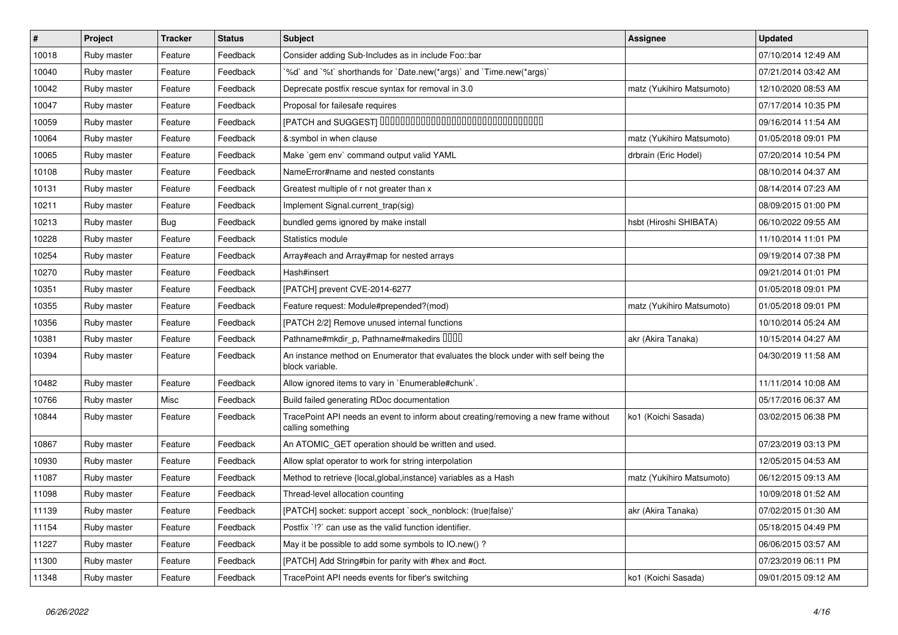| # | Project | Tracker | Status | Subject | Assignee | Updated |
|---|---|---|---|---|---|---|
| 10018 | Ruby master | Feature | Feedback | Consider adding Sub-Includes as in include Foo::bar | | 07/10/2014 12:49 AM |
| 10040 | Ruby master | Feature | Feedback | `%d` and `%t` shorthands for `Date.new(*args)` and `Time.new(*args)` | | 07/21/2014 03:42 AM |
| 10042 | Ruby master | Feature | Feedback | Deprecate postfix rescue syntax for removal in 3.0 | matz (Yukihiro Matsumoto) | 12/10/2020 08:53 AM |
| 10047 | Ruby master | Feature | Feedback | Proposal for failesafe requires | | 07/17/2014 10:35 PM |
| 10059 | Ruby master | Feature | Feedback | [PATCH and SUGGEST] □□□□□□□□□□□□□□□□□□□□□□□□□□□□□□□□□□□□ | | 09/16/2014 11:54 AM |
| 10064 | Ruby master | Feature | Feedback | &:symbol in when clause | matz (Yukihiro Matsumoto) | 01/05/2018 09:01 PM |
| 10065 | Ruby master | Feature | Feedback | Make `gem env` command output valid YAML | drbrain (Eric Hodel) | 07/20/2014 10:54 PM |
| 10108 | Ruby master | Feature | Feedback | NameError#name and nested constants | | 08/10/2014 04:37 AM |
| 10131 | Ruby master | Feature | Feedback | Greatest multiple of r not greater than x | | 08/14/2014 07:23 AM |
| 10211 | Ruby master | Feature | Feedback | Implement Signal.current_trap(sig) | | 08/09/2015 01:00 PM |
| 10213 | Ruby master | Bug | Feedback | bundled gems ignored by make install | hsbt (Hiroshi SHIBATA) | 06/10/2022 09:55 AM |
| 10228 | Ruby master | Feature | Feedback | Statistics module | | 11/10/2014 11:01 PM |
| 10254 | Ruby master | Feature | Feedback | Array#each and Array#map for nested arrays | | 09/19/2014 07:38 PM |
| 10270 | Ruby master | Feature | Feedback | Hash#insert | | 09/21/2014 01:01 PM |
| 10351 | Ruby master | Feature | Feedback | [PATCH] prevent CVE-2014-6277 | | 01/05/2018 09:01 PM |
| 10355 | Ruby master | Feature | Feedback | Feature request: Module#prepended?(mod) | matz (Yukihiro Matsumoto) | 01/05/2018 09:01 PM |
| 10356 | Ruby master | Feature | Feedback | [PATCH 2/2] Remove unused internal functions | | 10/10/2014 05:24 AM |
| 10381 | Ruby master | Feature | Feedback | Pathname#mkdir_p, Pathname#makedirs □□□□ | akr (Akira Tanaka) | 10/15/2014 04:27 AM |
| 10394 | Ruby master | Feature | Feedback | An instance method on Enumerator that evaluates the block under with self being the block variable. | | 04/30/2019 11:58 AM |
| 10482 | Ruby master | Feature | Feedback | Allow ignored items to vary in `Enumerable#chunk`. | | 11/11/2014 10:08 AM |
| 10766 | Ruby master | Misc | Feedback | Build failed generating RDoc documentation | | 05/17/2016 06:37 AM |
| 10844 | Ruby master | Feature | Feedback | TracePoint API needs an event to inform about creating/removing a new frame without calling something | ko1 (Koichi Sasada) | 03/02/2015 06:38 PM |
| 10867 | Ruby master | Feature | Feedback | An ATOMIC_GET operation should be written and used. | | 07/23/2019 03:13 PM |
| 10930 | Ruby master | Feature | Feedback | Allow splat operator to work for string interpolation | | 12/05/2015 04:53 AM |
| 11087 | Ruby master | Feature | Feedback | Method to retrieve {local,global,instance} variables as a Hash | matz (Yukihiro Matsumoto) | 06/12/2015 09:13 AM |
| 11098 | Ruby master | Feature | Feedback | Thread-level allocation counting | | 10/09/2018 01:52 AM |
| 11139 | Ruby master | Feature | Feedback | [PATCH] socket: support accept `sock_nonblock: (true\|false)' | akr (Akira Tanaka) | 07/02/2015 01:30 AM |
| 11154 | Ruby master | Feature | Feedback | Postfix `!?` can use as the valid function identifier. | | 05/18/2015 04:49 PM |
| 11227 | Ruby master | Feature | Feedback | May it be possible to add some symbols to IO.new() ? | | 06/06/2015 03:57 AM |
| 11300 | Ruby master | Feature | Feedback | [PATCH] Add String#bin for parity with #hex and #oct. | | 07/23/2019 06:11 PM |
| 11348 | Ruby master | Feature | Feedback | TracePoint API needs events for fiber's switching | ko1 (Koichi Sasada) | 09/01/2015 09:12 AM |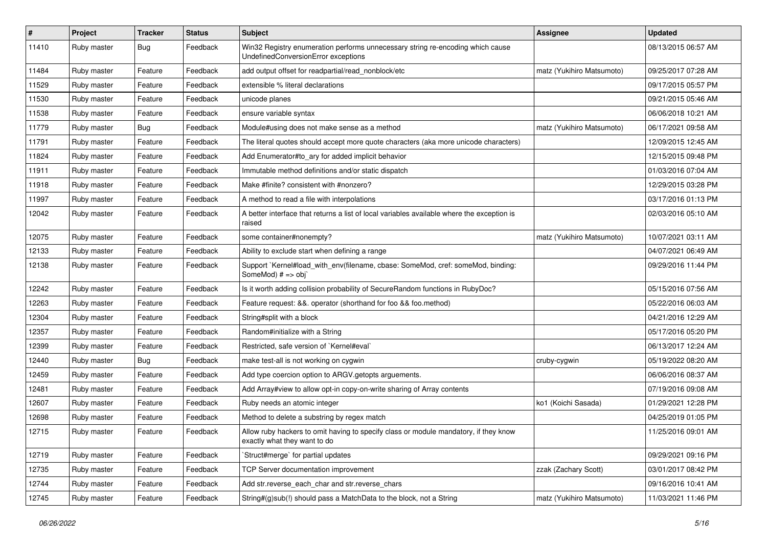| # | Project | Tracker | Status | Subject | Assignee | Updated |
|---|---|---|---|---|---|---|
| 11410 | Ruby master | Bug | Feedback | Win32 Registry enumeration performs unnecessary string re-encoding which cause UndefinedConversionError exceptions | | 08/13/2015 06:57 AM |
| 11484 | Ruby master | Feature | Feedback | add output offset for readpartial/read_nonblock/etc | matz (Yukihiro Matsumoto) | 09/25/2017 07:28 AM |
| 11529 | Ruby master | Feature | Feedback | extensible % literal declarations | | 09/17/2015 05:57 PM |
| 11530 | Ruby master | Feature | Feedback | unicode planes | | 09/21/2015 05:46 AM |
| 11538 | Ruby master | Feature | Feedback | ensure variable syntax | | 06/06/2018 10:21 AM |
| 11779 | Ruby master | Bug | Feedback | Module#using does not make sense as a method | matz (Yukihiro Matsumoto) | 06/17/2021 09:58 AM |
| 11791 | Ruby master | Feature | Feedback | The literal quotes should accept more quote characters (aka more unicode characters) | | 12/09/2015 12:45 AM |
| 11824 | Ruby master | Feature | Feedback | Add Enumerator#to_ary for added implicit behavior | | 12/15/2015 09:48 PM |
| 11911 | Ruby master | Feature | Feedback | Immutable method definitions and/or static dispatch | | 01/03/2016 07:04 AM |
| 11918 | Ruby master | Feature | Feedback | Make #finite? consistent with #nonzero? | | 12/29/2015 03:28 PM |
| 11997 | Ruby master | Feature | Feedback | A method to read a file with interpolations | | 03/17/2016 01:13 PM |
| 12042 | Ruby master | Feature | Feedback | A better interface that returns a list of local variables available where the exception is raised | | 02/03/2016 05:10 AM |
| 12075 | Ruby master | Feature | Feedback | some container#nonempty? | matz (Yukihiro Matsumoto) | 10/07/2021 03:11 AM |
| 12133 | Ruby master | Feature | Feedback | Ability to exclude start when defining a range | | 04/07/2021 06:49 AM |
| 12138 | Ruby master | Feature | Feedback | Support `Kernel#load_with_env(filename, cbase: SomeMod, cref: someMod, binding: SomeMod) # => obj` | | 09/29/2016 11:44 PM |
| 12242 | Ruby master | Feature | Feedback | Is it worth adding collision probability of SecureRandom functions in RubyDoc? | | 05/15/2016 07:56 AM |
| 12263 | Ruby master | Feature | Feedback | Feature request: &&. operator (shorthand for foo && foo.method) | | 05/22/2016 06:03 AM |
| 12304 | Ruby master | Feature | Feedback | String#split with a block | | 04/21/2016 12:29 AM |
| 12357 | Ruby master | Feature | Feedback | Random#initialize with a String | | 05/17/2016 05:20 PM |
| 12399 | Ruby master | Feature | Feedback | Restricted, safe version of `Kernel#eval` | | 06/13/2017 12:24 AM |
| 12440 | Ruby master | Bug | Feedback | make test-all is not working on cygwin | cruby-cygwin | 05/19/2022 08:20 AM |
| 12459 | Ruby master | Feature | Feedback | Add type coercion option to ARGV.getopts arguements. | | 06/06/2016 08:37 AM |
| 12481 | Ruby master | Feature | Feedback | Add Array#view to allow opt-in copy-on-write sharing of Array contents | | 07/19/2016 09:08 AM |
| 12607 | Ruby master | Feature | Feedback | Ruby needs an atomic integer | ko1 (Koichi Sasada) | 01/29/2021 12:28 PM |
| 12698 | Ruby master | Feature | Feedback | Method to delete a substring by regex match | | 04/25/2019 01:05 PM |
| 12715 | Ruby master | Feature | Feedback | Allow ruby hackers to omit having to specify class or module mandatory, if they know exactly what they want to do | | 11/25/2016 09:01 AM |
| 12719 | Ruby master | Feature | Feedback | `Struct#merge` for partial updates | | 09/29/2021 09:16 PM |
| 12735 | Ruby master | Feature | Feedback | TCP Server documentation improvement | zzak (Zachary Scott) | 03/01/2017 08:42 PM |
| 12744 | Ruby master | Feature | Feedback | Add str.reverse_each_char and str.reverse_chars | | 09/16/2016 10:41 AM |
| 12745 | Ruby master | Feature | Feedback | String#(g)sub(!) should pass a MatchData to the block, not a String | matz (Yukihiro Matsumoto) | 11/03/2021 11:46 PM |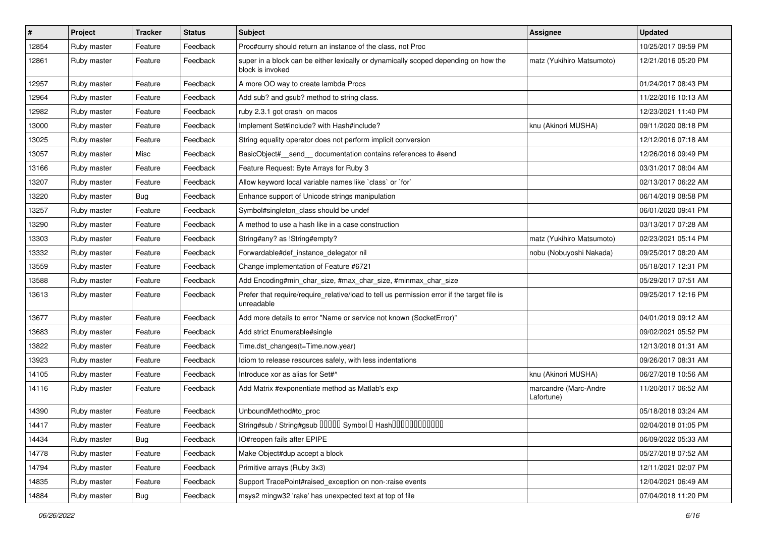| # | Project | Tracker | Status | Subject | Assignee | Updated |
|---|---|---|---|---|---|---|
| 12854 | Ruby master | Feature | Feedback | Proc#curry should return an instance of the class, not Proc | | 10/25/2017 09:59 PM |
| 12861 | Ruby master | Feature | Feedback | super in a block can be either lexically or dynamically scoped depending on how the block is invoked | matz (Yukihiro Matsumoto) | 12/21/2016 05:20 PM |
| 12957 | Ruby master | Feature | Feedback | A more OO way to create lambda Procs | | 01/24/2017 08:43 PM |
| 12964 | Ruby master | Feature | Feedback | Add sub? and gsub? method to string class. | | 11/22/2016 10:13 AM |
| 12982 | Ruby master | Feature | Feedback | ruby 2.3.1 got crash on macos | | 12/23/2021 11:40 PM |
| 13000 | Ruby master | Feature | Feedback | Implement Set#include? with Hash#include? | knu (Akinori MUSHA) | 09/11/2020 08:18 PM |
| 13025 | Ruby master | Feature | Feedback | String equality operator does not perform implicit conversion | | 12/12/2016 07:18 AM |
| 13057 | Ruby master | Misc | Feedback | BasicObject#__send__ documentation contains references to #send | | 12/26/2016 09:49 PM |
| 13166 | Ruby master | Feature | Feedback | Feature Request: Byte Arrays for Ruby 3 | | 03/31/2017 08:04 AM |
| 13207 | Ruby master | Feature | Feedback | Allow keyword local variable names like `class` or `for` | | 02/13/2017 06:22 AM |
| 13220 | Ruby master | Bug | Feedback | Enhance support of Unicode strings manipulation | | 06/14/2019 08:58 PM |
| 13257 | Ruby master | Feature | Feedback | Symbol#singleton_class should be undef | | 06/01/2020 09:41 PM |
| 13290 | Ruby master | Feature | Feedback | A method to use a hash like in a case construction | | 03/13/2017 07:28 AM |
| 13303 | Ruby master | Feature | Feedback | String#any? as !String#empty? | matz (Yukihiro Matsumoto) | 02/23/2021 05:14 PM |
| 13332 | Ruby master | Feature | Feedback | Forwardable#def_instance_delegator nil | nobu (Nobuyoshi Nakada) | 09/25/2017 08:20 AM |
| 13559 | Ruby master | Feature | Feedback | Change implementation of Feature #6721 | | 05/18/2017 12:31 PM |
| 13588 | Ruby master | Feature | Feedback | Add Encoding#min_char_size, #max_char_size, #minmax_char_size | | 05/29/2017 07:51 AM |
| 13613 | Ruby master | Feature | Feedback | Prefer that require/require_relative/load to tell us permission error if the target file is unreadable | | 09/25/2017 12:16 PM |
| 13677 | Ruby master | Feature | Feedback | Add more details to error "Name or service not known (SocketError)" | | 04/01/2019 09:12 AM |
| 13683 | Ruby master | Feature | Feedback | Add strict Enumerable#single | | 09/02/2021 05:52 PM |
| 13822 | Ruby master | Feature | Feedback | Time.dst_changes(t=Time.now.year) | | 12/13/2018 01:31 AM |
| 13923 | Ruby master | Feature | Feedback | Idiom to release resources safely, with less indentations | | 09/26/2017 08:31 AM |
| 14105 | Ruby master | Feature | Feedback | Introduce xor as alias for Set#^ | knu (Akinori MUSHA) | 06/27/2018 10:56 AM |
| 14116 | Ruby master | Feature | Feedback | Add Matrix #exponentiate method as Matlab's exp | marcandre (Marc-Andre Lafortune) | 11/20/2017 06:52 AM |
| 14390 | Ruby master | Feature | Feedback | UnboundMethod#to_proc | | 05/18/2018 03:24 AM |
| 14417 | Ruby master | Feature | Feedback | String#sub / String#gsub ����� Symbol � Hash������������ | | 02/04/2018 01:05 PM |
| 14434 | Ruby master | Bug | Feedback | IO#reopen fails after EPIPE | | 06/09/2022 05:33 AM |
| 14778 | Ruby master | Feature | Feedback | Make Object#dup accept a block | | 05/27/2018 07:52 AM |
| 14794 | Ruby master | Feature | Feedback | Primitive arrays (Ruby 3x3) | | 12/11/2021 02:07 PM |
| 14835 | Ruby master | Feature | Feedback | Support TracePoint#raised_exception on non-:raise events | | 12/04/2021 06:49 AM |
| 14884 | Ruby master | Bug | Feedback | msys2 mingw32 'rake' has unexpected text at top of file | | 07/04/2018 11:20 PM |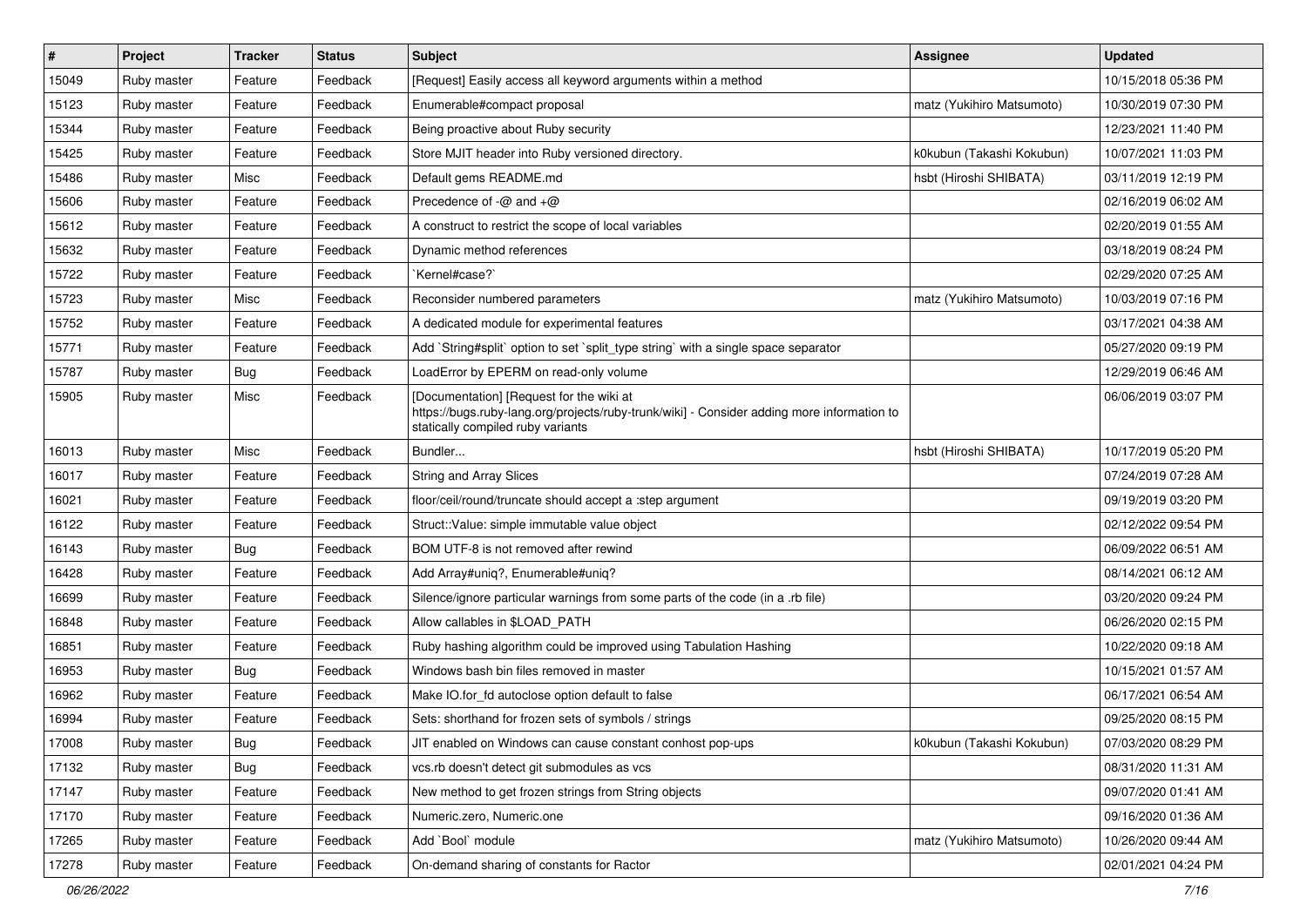| # | Project | Tracker | Status | Subject | Assignee | Updated |
| --- | --- | --- | --- | --- | --- | --- |
| 15049 | Ruby master | Feature | Feedback | [Request] Easily access all keyword arguments within a method | | 10/15/2018 05:36 PM |
| 15123 | Ruby master | Feature | Feedback | Enumerable#compact proposal | matz (Yukihiro Matsumoto) | 10/30/2019 07:30 PM |
| 15344 | Ruby master | Feature | Feedback | Being proactive about Ruby security | | 12/23/2021 11:40 PM |
| 15425 | Ruby master | Feature | Feedback | Store MJIT header into Ruby versioned directory. | k0kubun (Takashi Kokubun) | 10/07/2021 11:03 PM |
| 15486 | Ruby master | Misc | Feedback | Default gems README.md | hsbt (Hiroshi SHIBATA) | 03/11/2019 12:19 PM |
| 15606 | Ruby master | Feature | Feedback | Precedence of -@ and +@ | | 02/16/2019 06:02 AM |
| 15612 | Ruby master | Feature | Feedback | A construct to restrict the scope of local variables | | 02/20/2019 01:55 AM |
| 15632 | Ruby master | Feature | Feedback | Dynamic method references | | 03/18/2019 08:24 PM |
| 15722 | Ruby master | Feature | Feedback | `Kernel#case?` | | 02/29/2020 07:25 AM |
| 15723 | Ruby master | Misc | Feedback | Reconsider numbered parameters | matz (Yukihiro Matsumoto) | 10/03/2019 07:16 PM |
| 15752 | Ruby master | Feature | Feedback | A dedicated module for experimental features | | 03/17/2021 04:38 AM |
| 15771 | Ruby master | Feature | Feedback | Add `String#split` option to set `split_type string` with a single space separator | | 05/27/2020 09:19 PM |
| 15787 | Ruby master | Bug | Feedback | LoadError by EPERM on read-only volume | | 12/29/2019 06:46 AM |
| 15905 | Ruby master | Misc | Feedback | [Documentation] [Request for the wiki at https://bugs.ruby-lang.org/projects/ruby-trunk/wiki] - Consider adding more information to statically compiled ruby variants | | 06/06/2019 03:07 PM |
| 16013 | Ruby master | Misc | Feedback | Bundler... | hsbt (Hiroshi SHIBATA) | 10/17/2019 05:20 PM |
| 16017 | Ruby master | Feature | Feedback | String and Array Slices | | 07/24/2019 07:28 AM |
| 16021 | Ruby master | Feature | Feedback | floor/ceil/round/truncate should accept a :step argument | | 09/19/2019 03:20 PM |
| 16122 | Ruby master | Feature | Feedback | Struct::Value: simple immutable value object | | 02/12/2022 09:54 PM |
| 16143 | Ruby master | Bug | Feedback | BOM UTF-8 is not removed after rewind | | 06/09/2022 06:51 AM |
| 16428 | Ruby master | Feature | Feedback | Add Array#uniq?, Enumerable#uniq? | | 08/14/2021 06:12 AM |
| 16699 | Ruby master | Feature | Feedback | Silence/ignore particular warnings from some parts of the code (in a .rb file) | | 03/20/2020 09:24 PM |
| 16848 | Ruby master | Feature | Feedback | Allow callables in $LOAD_PATH | | 06/26/2020 02:15 PM |
| 16851 | Ruby master | Feature | Feedback | Ruby hashing algorithm could be improved using Tabulation Hashing | | 10/22/2020 09:18 AM |
| 16953 | Ruby master | Bug | Feedback | Windows bash bin files removed in master | | 10/15/2021 01:57 AM |
| 16962 | Ruby master | Feature | Feedback | Make IO.for_fd autoclose option default to false | | 06/17/2021 06:54 AM |
| 16994 | Ruby master | Feature | Feedback | Sets: shorthand for frozen sets of symbols / strings | | 09/25/2020 08:15 PM |
| 17008 | Ruby master | Bug | Feedback | JIT enabled on Windows can cause constant conhost pop-ups | k0kubun (Takashi Kokubun) | 07/03/2020 08:29 PM |
| 17132 | Ruby master | Bug | Feedback | vcs.rb doesn't detect git submodules as vcs | | 08/31/2020 11:31 AM |
| 17147 | Ruby master | Feature | Feedback | New method to get frozen strings from String objects | | 09/07/2020 01:41 AM |
| 17170 | Ruby master | Feature | Feedback | Numeric.zero, Numeric.one | | 09/16/2020 01:36 AM |
| 17265 | Ruby master | Feature | Feedback | Add `Bool` module | matz (Yukihiro Matsumoto) | 10/26/2020 09:44 AM |
| 17278 | Ruby master | Feature | Feedback | On-demand sharing of constants for Ractor | | 02/01/2021 04:24 PM |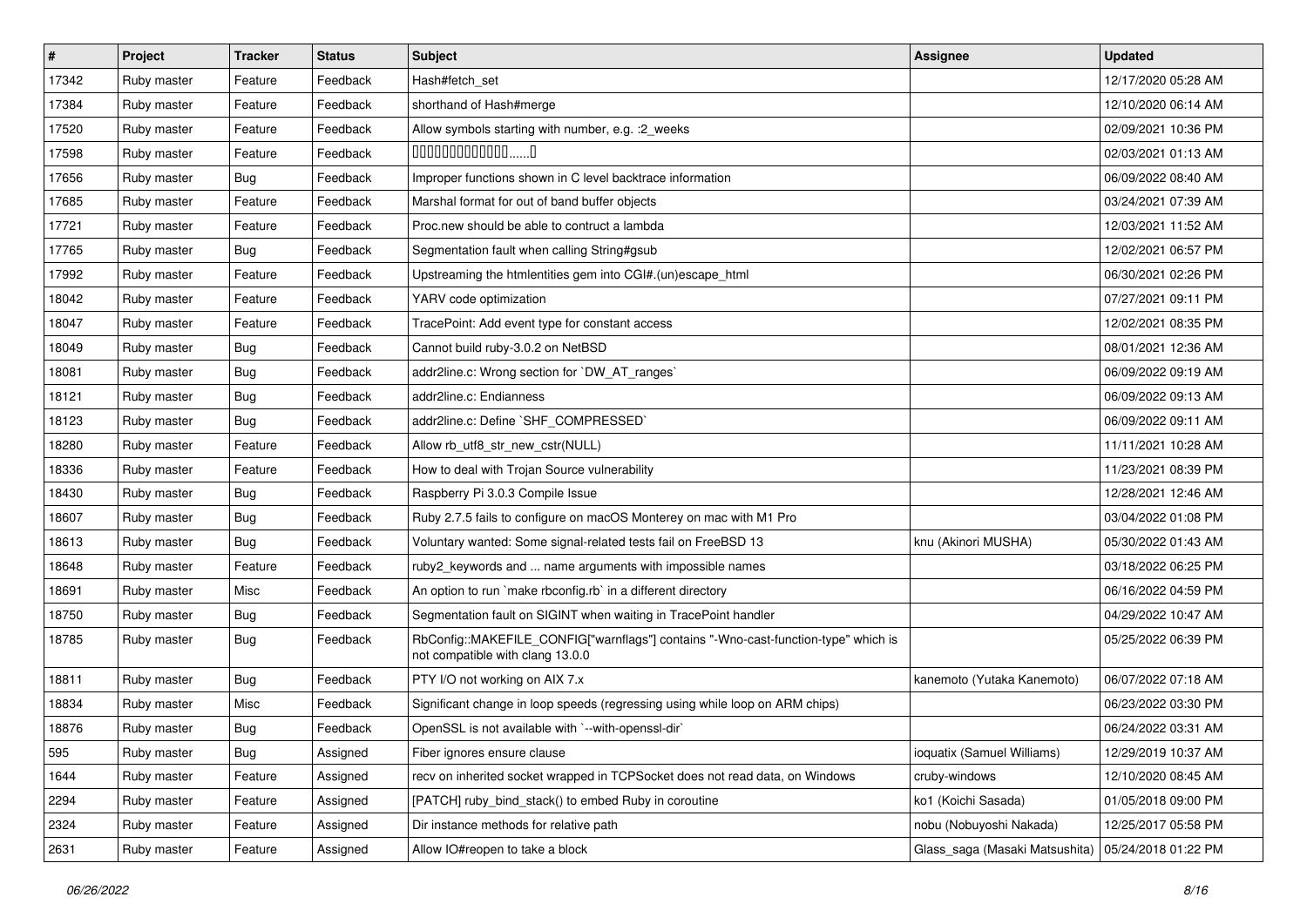| # | Project | Tracker | Status | Subject | Assignee | Updated |
|---|---|---|---|---|---|---|
| 17342 | Ruby master | Feature | Feedback | Hash#fetch_set | | 12/17/2020 05:28 AM |
| 17384 | Ruby master | Feature | Feedback | shorthand of Hash#merge | | 12/10/2020 06:14 AM |
| 17520 | Ruby master | Feature | Feedback | Allow symbols starting with number, e.g. :2_weeks | | 02/09/2021 10:36 PM |
| 17598 | Ruby master | Feature | Feedback | 0000000000000......0 | | 02/03/2021 01:13 AM |
| 17656 | Ruby master | Bug | Feedback | Improper functions shown in C level backtrace information | | 06/09/2022 08:40 AM |
| 17685 | Ruby master | Feature | Feedback | Marshal format for out of band buffer objects | | 03/24/2021 07:39 AM |
| 17721 | Ruby master | Feature | Feedback | Proc.new should be able to contruct a lambda | | 12/03/2021 11:52 AM |
| 17765 | Ruby master | Bug | Feedback | Segmentation fault when calling String#gsub | | 12/02/2021 06:57 PM |
| 17992 | Ruby master | Feature | Feedback | Upstreaming the htmlentities gem into CGI#.(un)escape_html | | 06/30/2021 02:26 PM |
| 18042 | Ruby master | Feature | Feedback | YARV code optimization | | 07/27/2021 09:11 PM |
| 18047 | Ruby master | Feature | Feedback | TracePoint: Add event type for constant access | | 12/02/2021 08:35 PM |
| 18049 | Ruby master | Bug | Feedback | Cannot build ruby-3.0.2 on NetBSD | | 08/01/2021 12:36 AM |
| 18081 | Ruby master | Bug | Feedback | addr2line.c: Wrong section for `DW_AT_ranges` | | 06/09/2022 09:19 AM |
| 18121 | Ruby master | Bug | Feedback | addr2line.c: Endianness | | 06/09/2022 09:13 AM |
| 18123 | Ruby master | Bug | Feedback | addr2line.c: Define `SHF_COMPRESSED` | | 06/09/2022 09:11 AM |
| 18280 | Ruby master | Feature | Feedback | Allow rb_utf8_str_new_cstr(NULL) | | 11/11/2021 10:28 AM |
| 18336 | Ruby master | Feature | Feedback | How to deal with Trojan Source vulnerability | | 11/23/2021 08:39 PM |
| 18430 | Ruby master | Bug | Feedback | Raspberry Pi 3.0.3 Compile Issue | | 12/28/2021 12:46 AM |
| 18607 | Ruby master | Bug | Feedback | Ruby 2.7.5 fails to configure on macOS Monterey on mac with M1 Pro | | 03/04/2022 01:08 PM |
| 18613 | Ruby master | Bug | Feedback | Voluntary wanted: Some signal-related tests fail on FreeBSD 13 | knu (Akinori MUSHA) | 05/30/2022 01:43 AM |
| 18648 | Ruby master | Feature | Feedback | ruby2_keywords and ... name arguments with impossible names | | 03/18/2022 06:25 PM |
| 18691 | Ruby master | Misc | Feedback | An option to run `make rbconfig.rb` in a different directory | | 06/16/2022 04:59 PM |
| 18750 | Ruby master | Bug | Feedback | Segmentation fault on SIGINT when waiting in TracePoint handler | | 04/29/2022 10:47 AM |
| 18785 | Ruby master | Bug | Feedback | RbConfig::MAKEFILE_CONFIG["warnflags"] contains "-Wno-cast-function-type" which is not compatible with clang 13.0.0 | | 05/25/2022 06:39 PM |
| 18811 | Ruby master | Bug | Feedback | PTY I/O not working on AIX 7.x | kanemoto (Yutaka Kanemoto) | 06/07/2022 07:18 AM |
| 18834 | Ruby master | Misc | Feedback | Significant change in loop speeds (regressing using while loop on ARM chips) | | 06/23/2022 03:30 PM |
| 18876 | Ruby master | Bug | Feedback | OpenSSL is not available with `--with-openssl-dir` | | 06/24/2022 03:31 AM |
| 595 | Ruby master | Bug | Assigned | Fiber ignores ensure clause | ioquatix (Samuel Williams) | 12/29/2019 10:37 AM |
| 1644 | Ruby master | Feature | Assigned | recv on inherited socket wrapped in TCPSocket does not read data, on Windows | cruby-windows | 12/10/2020 08:45 AM |
| 2294 | Ruby master | Feature | Assigned | [PATCH] ruby_bind_stack() to embed Ruby in coroutine | ko1 (Koichi Sasada) | 01/05/2018 09:00 PM |
| 2324 | Ruby master | Feature | Assigned | Dir instance methods for relative path | nobu (Nobuyoshi Nakada) | 12/25/2017 05:58 PM |
| 2631 | Ruby master | Feature | Assigned | Allow IO#reopen to take a block | Glass_saga (Masaki Matsushita) | 05/24/2018 01:22 PM |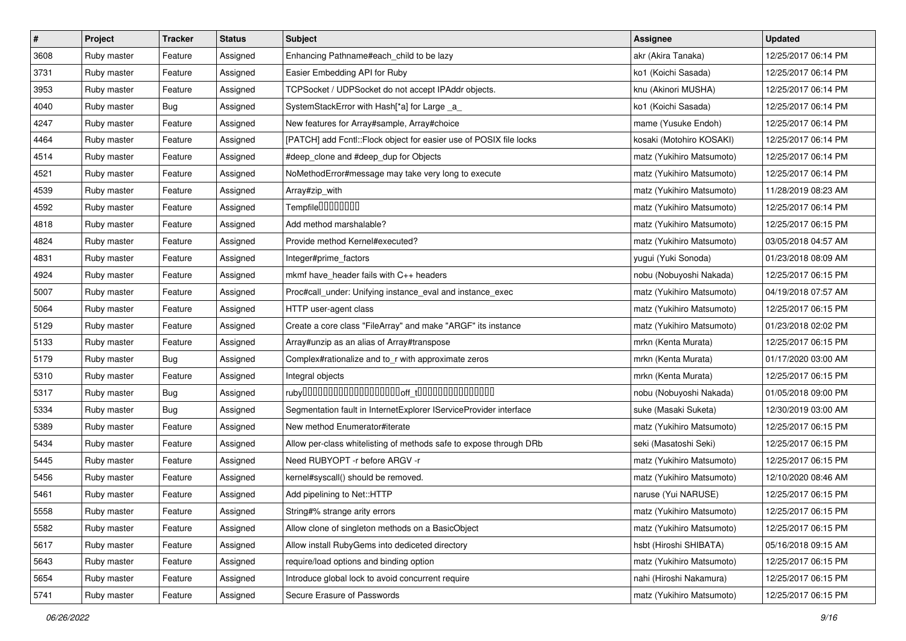| # | Project | Tracker | Status | Subject | Assignee | Updated |
|---|---|---|---|---|---|---|
| 3608 | Ruby master | Feature | Assigned | Enhancing Pathname#each_child to be lazy | akr (Akira Tanaka) | 12/25/2017 06:14 PM |
| 3731 | Ruby master | Feature | Assigned | Easier Embedding API for Ruby | ko1 (Koichi Sasada) | 12/25/2017 06:14 PM |
| 3953 | Ruby master | Feature | Assigned | TCPSocket / UDPSocket do not accept IPAddr objects. | knu (Akinori MUSHA) | 12/25/2017 06:14 PM |
| 4040 | Ruby master | Bug | Assigned | SystemStackError with Hash[*a] for Large _a_ | ko1 (Koichi Sasada) | 12/25/2017 06:14 PM |
| 4247 | Ruby master | Feature | Assigned | New features for Array#sample, Array#choice | mame (Yusuke Endoh) | 12/25/2017 06:14 PM |
| 4464 | Ruby master | Feature | Assigned | [PATCH] add Fcntl::Flock object for easier use of POSIX file locks | kosaki (Motohiro KOSAKI) | 12/25/2017 06:14 PM |
| 4514 | Ruby master | Feature | Assigned | #deep_clone and #deep_dup for Objects | matz (Yukihiro Matsumoto) | 12/25/2017 06:14 PM |
| 4521 | Ruby master | Feature | Assigned | NoMethodError#message may take very long to execute | matz (Yukihiro Matsumoto) | 12/25/2017 06:14 PM |
| 4539 | Ruby master | Feature | Assigned | Array#zip_with | matz (Yukihiro Matsumoto) | 11/28/2019 08:23 AM |
| 4592 | Ruby master | Feature | Assigned | Tempfile□□□□□□□□ | matz (Yukihiro Matsumoto) | 12/25/2017 06:14 PM |
| 4818 | Ruby master | Feature | Assigned | Add method marshalable? | matz (Yukihiro Matsumoto) | 12/25/2017 06:15 PM |
| 4824 | Ruby master | Feature | Assigned | Provide method Kernel#executed? | matz (Yukihiro Matsumoto) | 03/05/2018 04:57 AM |
| 4831 | Ruby master | Feature | Assigned | Integer#prime_factors | yugui (Yuki Sonoda) | 01/23/2018 08:09 AM |
| 4924 | Ruby master | Feature | Assigned | mkmf have_header fails with C++ headers | nobu (Nobuyoshi Nakada) | 12/25/2017 06:15 PM |
| 5007 | Ruby master | Feature | Assigned | Proc#call_under: Unifying instance_eval and instance_exec | matz (Yukihiro Matsumoto) | 04/19/2018 07:57 AM |
| 5064 | Ruby master | Feature | Assigned | HTTP user-agent class | matz (Yukihiro Matsumoto) | 12/25/2017 06:15 PM |
| 5129 | Ruby master | Feature | Assigned | Create a core class "FileArray" and make "ARGF" its instance | matz (Yukihiro Matsumoto) | 01/23/2018 02:02 PM |
| 5133 | Ruby master | Feature | Assigned | Array#unzip as an alias of Array#transpose | mrkn (Kenta Murata) | 12/25/2017 06:15 PM |
| 5179 | Ruby master | Bug | Assigned | Complex#rationalize and to_r with approximate zeros | mrkn (Kenta Murata) | 01/17/2020 03:00 AM |
| 5310 | Ruby master | Feature | Assigned | Integral objects | mrkn (Kenta Murata) | 12/25/2017 06:15 PM |
| 5317 | Ruby master | Bug | Assigned | ruby□□□□□□□□□□□□□□□□□□□□off_t□□□□□□□□□□□□□□□□ | nobu (Nobuyoshi Nakada) | 01/05/2018 09:00 PM |
| 5334 | Ruby master | Bug | Assigned | Segmentation fault in InternetExplorer IServiceProvider interface | suke (Masaki Suketa) | 12/30/2019 03:00 AM |
| 5389 | Ruby master | Feature | Assigned | New method Enumerator#iterate | matz (Yukihiro Matsumoto) | 12/25/2017 06:15 PM |
| 5434 | Ruby master | Feature | Assigned | Allow per-class whitelisting of methods safe to expose through DRb | seki (Masatoshi Seki) | 12/25/2017 06:15 PM |
| 5445 | Ruby master | Feature | Assigned | Need RUBYOPT -r before ARGV -r | matz (Yukihiro Matsumoto) | 12/25/2017 06:15 PM |
| 5456 | Ruby master | Feature | Assigned | kernel#syscall() should be removed. | matz (Yukihiro Matsumoto) | 12/10/2020 08:46 AM |
| 5461 | Ruby master | Feature | Assigned | Add pipelining to Net::HTTP | naruse (Yui NARUSE) | 12/25/2017 06:15 PM |
| 5558 | Ruby master | Feature | Assigned | String#% strange arity errors | matz (Yukihiro Matsumoto) | 12/25/2017 06:15 PM |
| 5582 | Ruby master | Feature | Assigned | Allow clone of singleton methods on a BasicObject | matz (Yukihiro Matsumoto) | 12/25/2017 06:15 PM |
| 5617 | Ruby master | Feature | Assigned | Allow install RubyGems into dediceted directory | hsbt (Hiroshi SHIBATA) | 05/16/2018 09:15 AM |
| 5643 | Ruby master | Feature | Assigned | require/load options and binding option | matz (Yukihiro Matsumoto) | 12/25/2017 06:15 PM |
| 5654 | Ruby master | Feature | Assigned | Introduce global lock to avoid concurrent require | nahi (Hiroshi Nakamura) | 12/25/2017 06:15 PM |
| 5741 | Ruby master | Feature | Assigned | Secure Erasure of Passwords | matz (Yukihiro Matsumoto) | 12/25/2017 06:15 PM |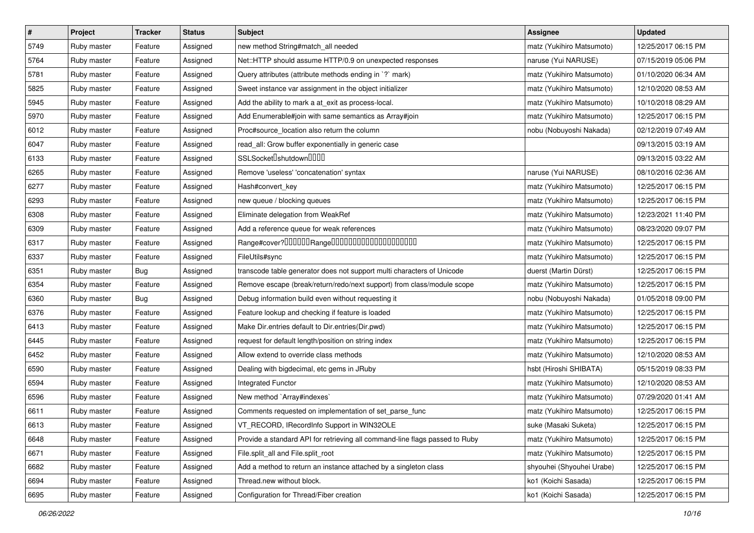| # | Project | Tracker | Status | Subject | Assignee | Updated |
|---|---|---|---|---|---|---|
| 5749 | Ruby master | Feature | Assigned | new method String#match_all needed | matz (Yukihiro Matsumoto) | 12/25/2017 06:15 PM |
| 5764 | Ruby master | Feature | Assigned | Net::HTTP should assume HTTP/0.9 on unexpected responses | naruse (Yui NARUSE) | 07/15/2019 05:06 PM |
| 5781 | Ruby master | Feature | Assigned | Query attributes (attribute methods ending in `?` mark) | matz (Yukihiro Matsumoto) | 01/10/2020 06:34 AM |
| 5825 | Ruby master | Feature | Assigned | Sweet instance var assignment in the object initializer | matz (Yukihiro Matsumoto) | 12/10/2020 08:53 AM |
| 5945 | Ruby master | Feature | Assigned | Add the ability to mark a at_exit as process-local. | matz (Yukihiro Matsumoto) | 10/10/2018 08:29 AM |
| 5970 | Ruby master | Feature | Assigned | Add Enumerable#join with same semantics as Array#join | matz (Yukihiro Matsumoto) | 12/25/2017 06:15 PM |
| 6012 | Ruby master | Feature | Assigned | Proc#source_location also return the column | nobu (Nobuyoshi Nakada) | 02/12/2019 07:49 AM |
| 6047 | Ruby master | Feature | Assigned | read_all: Grow buffer exponentially in generic case | | 09/13/2015 03:19 AM |
| 6133 | Ruby master | Feature | Assigned | SSLSocket�shutdown���� | | 09/13/2015 03:22 AM |
| 6265 | Ruby master | Feature | Assigned | Remove 'useless' 'concatenation' syntax | naruse (Yui NARUSE) | 08/10/2016 02:36 AM |
| 6277 | Ruby master | Feature | Assigned | Hash#convert_key | matz (Yukihiro Matsumoto) | 12/25/2017 06:15 PM |
| 6293 | Ruby master | Feature | Assigned | new queue / blocking queues | matz (Yukihiro Matsumoto) | 12/25/2017 06:15 PM |
| 6308 | Ruby master | Feature | Assigned | Eliminate delegation from WeakRef | matz (Yukihiro Matsumoto) | 12/23/2021 11:40 PM |
| 6309 | Ruby master | Feature | Assigned | Add a reference queue for weak references | matz (Yukihiro Matsumoto) | 08/23/2020 09:07 PM |
| 6317 | Ruby master | Feature | Assigned | Range#cover?������Range��������������������� | matz (Yukihiro Matsumoto) | 12/25/2017 06:15 PM |
| 6337 | Ruby master | Feature | Assigned | FileUtils#sync | matz (Yukihiro Matsumoto) | 12/25/2017 06:15 PM |
| 6351 | Ruby master | Bug | Assigned | transcode table generator does not support multi characters of Unicode | duerst (Martin Dürst) | 12/25/2017 06:15 PM |
| 6354 | Ruby master | Feature | Assigned | Remove escape (break/return/redo/next support) from class/module scope | matz (Yukihiro Matsumoto) | 12/25/2017 06:15 PM |
| 6360 | Ruby master | Bug | Assigned | Debug information build even without requesting it | nobu (Nobuyoshi Nakada) | 01/05/2018 09:00 PM |
| 6376 | Ruby master | Feature | Assigned | Feature lookup and checking if feature is loaded | matz (Yukihiro Matsumoto) | 12/25/2017 06:15 PM |
| 6413 | Ruby master | Feature | Assigned | Make Dir.entries default to Dir.entries(Dir.pwd) | matz (Yukihiro Matsumoto) | 12/25/2017 06:15 PM |
| 6445 | Ruby master | Feature | Assigned | request for default length/position on string index | matz (Yukihiro Matsumoto) | 12/25/2017 06:15 PM |
| 6452 | Ruby master | Feature | Assigned | Allow extend to override class methods | matz (Yukihiro Matsumoto) | 12/10/2020 08:53 AM |
| 6590 | Ruby master | Feature | Assigned | Dealing with bigdecimal, etc gems in JRuby | hsbt (Hiroshi SHIBATA) | 05/15/2019 08:33 PM |
| 6594 | Ruby master | Feature | Assigned | Integrated Functor | matz (Yukihiro Matsumoto) | 12/10/2020 08:53 AM |
| 6596 | Ruby master | Feature | Assigned | New method `Array#indexes` | matz (Yukihiro Matsumoto) | 07/29/2020 01:41 AM |
| 6611 | Ruby master | Feature | Assigned | Comments requested on implementation of set_parse_func | matz (Yukihiro Matsumoto) | 12/25/2017 06:15 PM |
| 6613 | Ruby master | Feature | Assigned | VT_RECORD, IRecordInfo Support in WIN32OLE | suke (Masaki Suketa) | 12/25/2017 06:15 PM |
| 6648 | Ruby master | Feature | Assigned | Provide a standard API for retrieving all command-line flags passed to Ruby | matz (Yukihiro Matsumoto) | 12/25/2017 06:15 PM |
| 6671 | Ruby master | Feature | Assigned | File.split_all and File.split_root | matz (Yukihiro Matsumoto) | 12/25/2017 06:15 PM |
| 6682 | Ruby master | Feature | Assigned | Add a method to return an instance attached by a singleton class | shyouhei (Shyouhei Urabe) | 12/25/2017 06:15 PM |
| 6694 | Ruby master | Feature | Assigned | Thread.new without block. | ko1 (Koichi Sasada) | 12/25/2017 06:15 PM |
| 6695 | Ruby master | Feature | Assigned | Configuration for Thread/Fiber creation | ko1 (Koichi Sasada) | 12/25/2017 06:15 PM |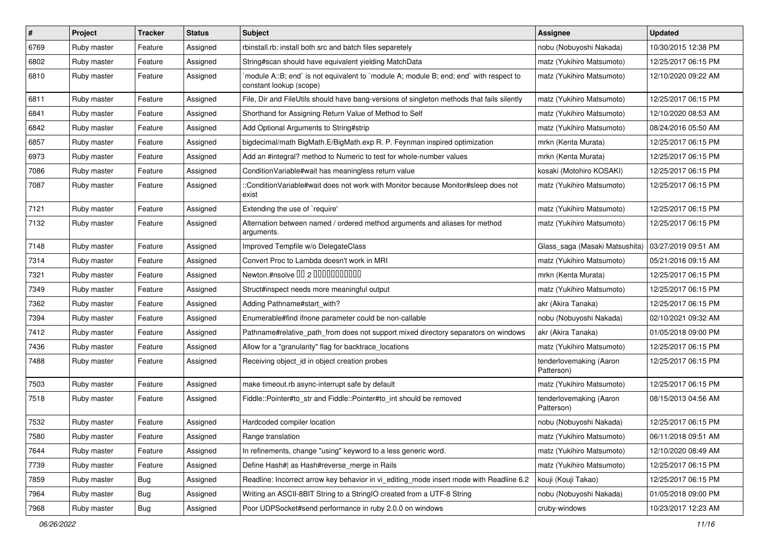| # | Project | Tracker | Status | Subject | Assignee | Updated |
|---|---|---|---|---|---|---|
| 6769 | Ruby master | Feature | Assigned | rbinstall.rb: install both src and batch files separetely | nobu (Nobuyoshi Nakada) | 10/30/2015 12:38 PM |
| 6802 | Ruby master | Feature | Assigned | String#scan should have equivalent yielding MatchData | matz (Yukihiro Matsumoto) | 12/25/2017 06:15 PM |
| 6810 | Ruby master | Feature | Assigned | `module A::B; end` is not equivalent to `module A; module B; end; end` with respect to constant lookup (scope) | matz (Yukihiro Matsumoto) | 12/10/2020 09:22 AM |
| 6811 | Ruby master | Feature | Assigned | File, Dir and FileUtils should have bang-versions of singleton methods that fails silently | matz (Yukihiro Matsumoto) | 12/25/2017 06:15 PM |
| 6841 | Ruby master | Feature | Assigned | Shorthand for Assigning Return Value of Method to Self | matz (Yukihiro Matsumoto) | 12/10/2020 08:53 AM |
| 6842 | Ruby master | Feature | Assigned | Add Optional Arguments to String#strip | matz (Yukihiro Matsumoto) | 08/24/2016 05:50 AM |
| 6857 | Ruby master | Feature | Assigned | bigdecimal/math BigMath.E/BigMath.exp R. P. Feynman inspired optimization | mrkn (Kenta Murata) | 12/25/2017 06:15 PM |
| 6973 | Ruby master | Feature | Assigned | Add an #integral? method to Numeric to test for whole-number values | mrkn (Kenta Murata) | 12/25/2017 06:15 PM |
| 7086 | Ruby master | Feature | Assigned | ConditionVariable#wait has meaningless return value | kosaki (Motohiro KOSAKI) | 12/25/2017 06:15 PM |
| 7087 | Ruby master | Feature | Assigned | ::ConditionVariable#wait does not work with Monitor because Monitor#sleep does not exist | matz (Yukihiro Matsumoto) | 12/25/2017 06:15 PM |
| 7121 | Ruby master | Feature | Assigned | Extending the use of `require' | matz (Yukihiro Matsumoto) | 12/25/2017 06:15 PM |
| 7132 | Ruby master | Feature | Assigned | Alternation between named / ordered method arguments and aliases for method arguments. | matz (Yukihiro Matsumoto) | 12/25/2017 06:15 PM |
| 7148 | Ruby master | Feature | Assigned | Improved Tempfile w/o DelegateClass | Glass_saga (Masaki Matsushita) | 03/27/2019 09:51 AM |
| 7314 | Ruby master | Feature | Assigned | Convert Proc to Lambda doesn't work in MRI | matz (Yukihiro Matsumoto) | 05/21/2016 09:15 AM |
| 7321 | Ruby master | Feature | Assigned | Newton.#nsolve □□ 2 □□□□□□□□□□□ | mrkn (Kenta Murata) | 12/25/2017 06:15 PM |
| 7349 | Ruby master | Feature | Assigned | Struct#inspect needs more meaningful output | matz (Yukihiro Matsumoto) | 12/25/2017 06:15 PM |
| 7362 | Ruby master | Feature | Assigned | Adding Pathname#start_with? | akr (Akira Tanaka) | 12/25/2017 06:15 PM |
| 7394 | Ruby master | Feature | Assigned | Enumerable#find ifnone parameter could be non-callable | nobu (Nobuyoshi Nakada) | 02/10/2021 09:32 AM |
| 7412 | Ruby master | Feature | Assigned | Pathname#relative_path_from does not support mixed directory separators on windows | akr (Akira Tanaka) | 01/05/2018 09:00 PM |
| 7436 | Ruby master | Feature | Assigned | Allow for a "granularity" flag for backtrace_locations | matz (Yukihiro Matsumoto) | 12/25/2017 06:15 PM |
| 7488 | Ruby master | Feature | Assigned | Receiving object_id in object creation probes | tenderlovemaking (Aaron Patterson) | 12/25/2017 06:15 PM |
| 7503 | Ruby master | Feature | Assigned | make timeout.rb async-interrupt safe by default | matz (Yukihiro Matsumoto) | 12/25/2017 06:15 PM |
| 7518 | Ruby master | Feature | Assigned | Fiddle::Pointer#to_str and Fiddle::Pointer#to_int should be removed | tenderlovemaking (Aaron Patterson) | 08/15/2013 04:56 AM |
| 7532 | Ruby master | Feature | Assigned | Hardcoded compiler location | nobu (Nobuyoshi Nakada) | 12/25/2017 06:15 PM |
| 7580 | Ruby master | Feature | Assigned | Range translation | matz (Yukihiro Matsumoto) | 06/11/2018 09:51 AM |
| 7644 | Ruby master | Feature | Assigned | In refinements, change "using" keyword to a less generic word. | matz (Yukihiro Matsumoto) | 12/10/2020 08:49 AM |
| 7739 | Ruby master | Feature | Assigned | Define Hash#\| as Hash#reverse_merge in Rails | matz (Yukihiro Matsumoto) | 12/25/2017 06:15 PM |
| 7859 | Ruby master | Bug | Assigned | Readline: Incorrect arrow key behavior in vi_editing_mode insert mode with Readline 6.2 | kouji (Kouji Takao) | 12/25/2017 06:15 PM |
| 7964 | Ruby master | Bug | Assigned | Writing an ASCII-8BIT String to a StringIO created from a UTF-8 String | nobu (Nobuyoshi Nakada) | 01/05/2018 09:00 PM |
| 7968 | Ruby master | Bug | Assigned | Poor UDPSocket#send performance in ruby 2.0.0 on windows | cruby-windows | 10/23/2017 12:23 AM |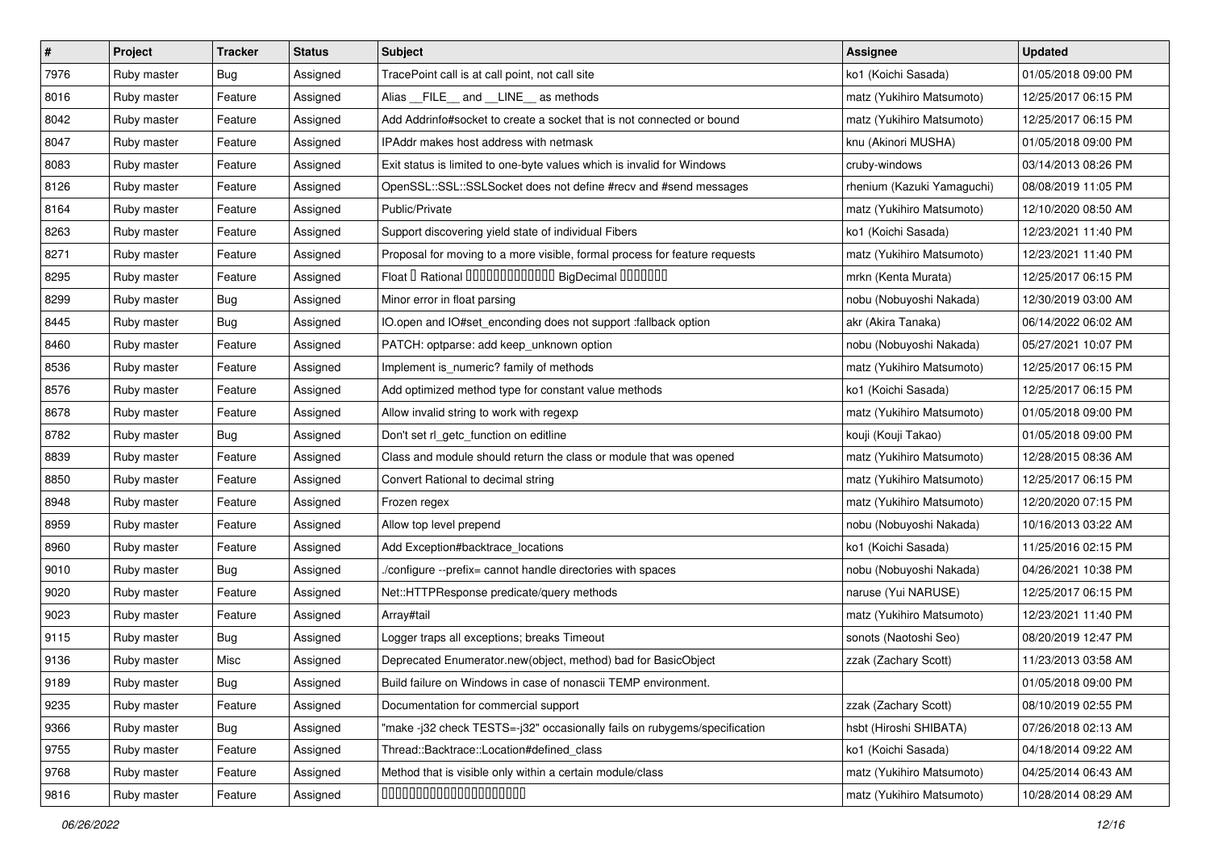| # | Project | Tracker | Status | Subject | Assignee | Updated |
|---|---|---|---|---|---|---|
| 7976 | Ruby master | Bug | Assigned | TracePoint call is at call point, not call site | ko1 (Koichi Sasada) | 01/05/2018 09:00 PM |
| 8016 | Ruby master | Feature | Assigned | Alias __FILE__ and __LINE__ as methods | matz (Yukihiro Matsumoto) | 12/25/2017 06:15 PM |
| 8042 | Ruby master | Feature | Assigned | Add Addrinfo#socket to create a socket that is not connected or bound | matz (Yukihiro Matsumoto) | 12/25/2017 06:15 PM |
| 8047 | Ruby master | Feature | Assigned | IPAddr makes host address with netmask | knu (Akinori MUSHA) | 01/05/2018 09:00 PM |
| 8083 | Ruby master | Feature | Assigned | Exit status is limited to one-byte values which is invalid for Windows | cruby-windows | 03/14/2013 08:26 PM |
| 8126 | Ruby master | Feature | Assigned | OpenSSL::SSL::SSLSocket does not define #recv and #send messages | rhenium (Kazuki Yamaguchi) | 08/08/2019 11:05 PM |
| 8164 | Ruby master | Feature | Assigned | Public/Private | matz (Yukihiro Matsumoto) | 12/10/2020 08:50 AM |
| 8263 | Ruby master | Feature | Assigned | Support discovering yield state of individual Fibers | ko1 (Koichi Sasada) | 12/23/2021 11:40 PM |
| 8271 | Ruby master | Feature | Assigned | Proposal for moving to a more visible, formal process for feature requests | matz (Yukihiro Matsumoto) | 12/23/2021 11:40 PM |
| 8295 | Ruby master | Feature | Assigned | Float □ Rational □□□□□□□□□□□□□ BigDecimal □□□□□□□ | mrkn (Kenta Murata) | 12/25/2017 06:15 PM |
| 8299 | Ruby master | Bug | Assigned | Minor error in float parsing | nobu (Nobuyoshi Nakada) | 12/30/2019 03:00 AM |
| 8445 | Ruby master | Bug | Assigned | IO.open and IO#set_enconding does not support :fallback option | akr (Akira Tanaka) | 06/14/2022 06:02 AM |
| 8460 | Ruby master | Feature | Assigned | PATCH: optparse: add keep_unknown option | nobu (Nobuyoshi Nakada) | 05/27/2021 10:07 PM |
| 8536 | Ruby master | Feature | Assigned | Implement is_numeric? family of methods | matz (Yukihiro Matsumoto) | 12/25/2017 06:15 PM |
| 8576 | Ruby master | Feature | Assigned | Add optimized method type for constant value methods | ko1 (Koichi Sasada) | 12/25/2017 06:15 PM |
| 8678 | Ruby master | Feature | Assigned | Allow invalid string to work with regexp | matz (Yukihiro Matsumoto) | 01/05/2018 09:00 PM |
| 8782 | Ruby master | Bug | Assigned | Don't set rl_getc_function on editline | kouji (Kouji Takao) | 01/05/2018 09:00 PM |
| 8839 | Ruby master | Feature | Assigned | Class and module should return the class or module that was opened | matz (Yukihiro Matsumoto) | 12/28/2015 08:36 AM |
| 8850 | Ruby master | Feature | Assigned | Convert Rational to decimal string | matz (Yukihiro Matsumoto) | 12/25/2017 06:15 PM |
| 8948 | Ruby master | Feature | Assigned | Frozen regex | matz (Yukihiro Matsumoto) | 12/20/2020 07:15 PM |
| 8959 | Ruby master | Feature | Assigned | Allow top level prepend | nobu (Nobuyoshi Nakada) | 10/16/2013 03:22 AM |
| 8960 | Ruby master | Feature | Assigned | Add Exception#backtrace_locations | ko1 (Koichi Sasada) | 11/25/2016 02:15 PM |
| 9010 | Ruby master | Bug | Assigned | ./configure --prefix= cannot handle directories with spaces | nobu (Nobuyoshi Nakada) | 04/26/2021 10:38 PM |
| 9020 | Ruby master | Feature | Assigned | Net::HTTPResponse predicate/query methods | naruse (Yui NARUSE) | 12/25/2017 06:15 PM |
| 9023 | Ruby master | Feature | Assigned | Array#tail | matz (Yukihiro Matsumoto) | 12/23/2021 11:40 PM |
| 9115 | Ruby master | Bug | Assigned | Logger traps all exceptions; breaks Timeout | sonots (Naotoshi Seo) | 08/20/2019 12:47 PM |
| 9136 | Ruby master | Misc | Assigned | Deprecated Enumerator.new(object, method) bad for BasicObject | zzak (Zachary Scott) | 11/23/2013 03:58 AM |
| 9189 | Ruby master | Bug | Assigned | Build failure on Windows in case of nonascii TEMP environment. | | 01/05/2018 09:00 PM |
| 9235 | Ruby master | Feature | Assigned | Documentation for commercial support | zzak (Zachary Scott) | 08/10/2019 02:55 PM |
| 9366 | Ruby master | Bug | Assigned | "make -j32 check TESTS=-j32" occasionally fails on rubygems/specification | hsbt (Hiroshi SHIBATA) | 07/26/2018 02:13 AM |
| 9755 | Ruby master | Feature | Assigned | Thread::Backtrace::Location#defined_class | ko1 (Koichi Sasada) | 04/18/2014 09:22 AM |
| 9768 | Ruby master | Feature | Assigned | Method that is visible only within a certain module/class | matz (Yukihiro Matsumoto) | 04/25/2014 06:43 AM |
| 9816 | Ruby master | Feature | Assigned | □□□□□□□□□□□□□□□□□□□□□□ | matz (Yukihiro Matsumoto) | 10/28/2014 08:29 AM |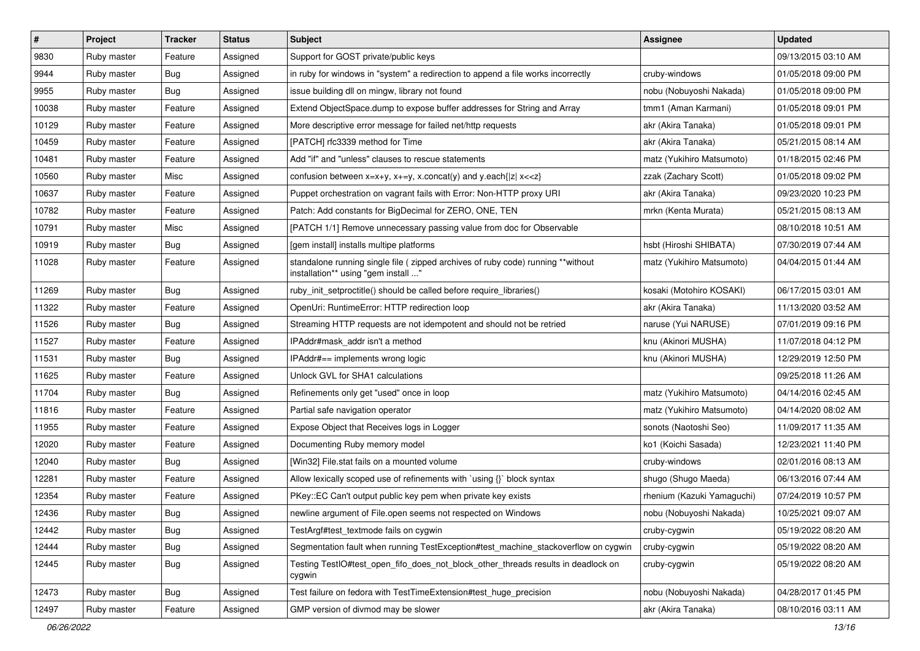| # | Project | Tracker | Status | Subject | Assignee | Updated |
|---|---|---|---|---|---|---|
| 9830 | Ruby master | Feature | Assigned | Support for GOST private/public keys | | 09/13/2015 03:10 AM |
| 9944 | Ruby master | Bug | Assigned | in ruby for windows in "system" a redirection to append a file works incorrectly | cruby-windows | 01/05/2018 09:00 PM |
| 9955 | Ruby master | Bug | Assigned | issue building dll on mingw, library not found | nobu (Nobuyoshi Nakada) | 01/05/2018 09:00 PM |
| 10038 | Ruby master | Feature | Assigned | Extend ObjectSpace.dump to expose buffer addresses for String and Array | tmm1 (Aman Karmani) | 01/05/2018 09:01 PM |
| 10129 | Ruby master | Feature | Assigned | More descriptive error message for failed net/http requests | akr (Akira Tanaka) | 01/05/2018 09:01 PM |
| 10459 | Ruby master | Feature | Assigned | [PATCH] rfc3339 method for Time | akr (Akira Tanaka) | 05/21/2015 08:14 AM |
| 10481 | Ruby master | Feature | Assigned | Add "if" and "unless" clauses to rescue statements | matz (Yukihiro Matsumoto) | 01/18/2015 02:46 PM |
| 10560 | Ruby master | Misc | Assigned | confusion between x=x+y, x+=y, x.concat(y) and y.each{\|z\| x<<z} | zzak (Zachary Scott) | 01/05/2018 09:02 PM |
| 10637 | Ruby master | Feature | Assigned | Puppet orchestration on vagrant fails with Error: Non-HTTP proxy URI | akr (Akira Tanaka) | 09/23/2020 10:23 PM |
| 10782 | Ruby master | Feature | Assigned | Patch: Add constants for BigDecimal for ZERO, ONE, TEN | mrkn (Kenta Murata) | 05/21/2015 08:13 AM |
| 10791 | Ruby master | Misc | Assigned | [PATCH 1/1] Remove unnecessary passing value from doc for Observable | | 08/10/2018 10:51 AM |
| 10919 | Ruby master | Bug | Assigned | [gem install] installs multipe platforms | hsbt (Hiroshi SHIBATA) | 07/30/2019 07:44 AM |
| 11028 | Ruby master | Feature | Assigned | standalone running single file ( zipped archives of ruby code) running **without installation** using "gem install ..." | matz (Yukihiro Matsumoto) | 04/04/2015 01:44 AM |
| 11269 | Ruby master | Bug | Assigned | ruby_init_setproctitle() should be called before require_libraries() | kosaki (Motohiro KOSAKI) | 06/17/2015 03:01 AM |
| 11322 | Ruby master | Feature | Assigned | OpenUri: RuntimeError: HTTP redirection loop | akr (Akira Tanaka) | 11/13/2020 03:52 AM |
| 11526 | Ruby master | Bug | Assigned | Streaming HTTP requests are not idempotent and should not be retried | naruse (Yui NARUSE) | 07/01/2019 09:16 PM |
| 11527 | Ruby master | Feature | Assigned | IPAddr#mask_addr isn't a method | knu (Akinori MUSHA) | 11/07/2018 04:12 PM |
| 11531 | Ruby master | Bug | Assigned | IPAddr#== implements wrong logic | knu (Akinori MUSHA) | 12/29/2019 12:50 PM |
| 11625 | Ruby master | Feature | Assigned | Unlock GVL for SHA1 calculations | | 09/25/2018 11:26 AM |
| 11704 | Ruby master | Bug | Assigned | Refinements only get "used" once in loop | matz (Yukihiro Matsumoto) | 04/14/2016 02:45 AM |
| 11816 | Ruby master | Feature | Assigned | Partial safe navigation operator | matz (Yukihiro Matsumoto) | 04/14/2020 08:02 AM |
| 11955 | Ruby master | Feature | Assigned | Expose Object that Receives logs in Logger | sonots (Naotoshi Seo) | 11/09/2017 11:35 AM |
| 12020 | Ruby master | Feature | Assigned | Documenting Ruby memory model | ko1 (Koichi Sasada) | 12/23/2021 11:40 PM |
| 12040 | Ruby master | Bug | Assigned | [Win32] File.stat fails on a mounted volume | cruby-windows | 02/01/2016 08:13 AM |
| 12281 | Ruby master | Feature | Assigned | Allow lexically scoped use of refinements with `using {}` block syntax | shugo (Shugo Maeda) | 06/13/2016 07:44 AM |
| 12354 | Ruby master | Feature | Assigned | PKey::EC Can't output public key pem when private key exists | rhenium (Kazuki Yamaguchi) | 07/24/2019 10:57 PM |
| 12436 | Ruby master | Bug | Assigned | newline argument of File.open seems not respected on Windows | nobu (Nobuyoshi Nakada) | 10/25/2021 09:07 AM |
| 12442 | Ruby master | Bug | Assigned | TestArgf#test_textmode fails on cygwin | cruby-cygwin | 05/19/2022 08:20 AM |
| 12444 | Ruby master | Bug | Assigned | Segmentation fault when running TestException#test_machine_stackoverflow on cygwin | cruby-cygwin | 05/19/2022 08:20 AM |
| 12445 | Ruby master | Bug | Assigned | Testing TestIO#test_open_fifo_does_not_block_other_threads results in deadlock on cygwin | cruby-cygwin | 05/19/2022 08:20 AM |
| 12473 | Ruby master | Bug | Assigned | Test failure on fedora with TestTimeExtension#test_huge_precision | nobu (Nobuyoshi Nakada) | 04/28/2017 01:45 PM |
| 12497 | Ruby master | Feature | Assigned | GMP version of divmod may be slower | akr (Akira Tanaka) | 08/10/2016 03:11 AM |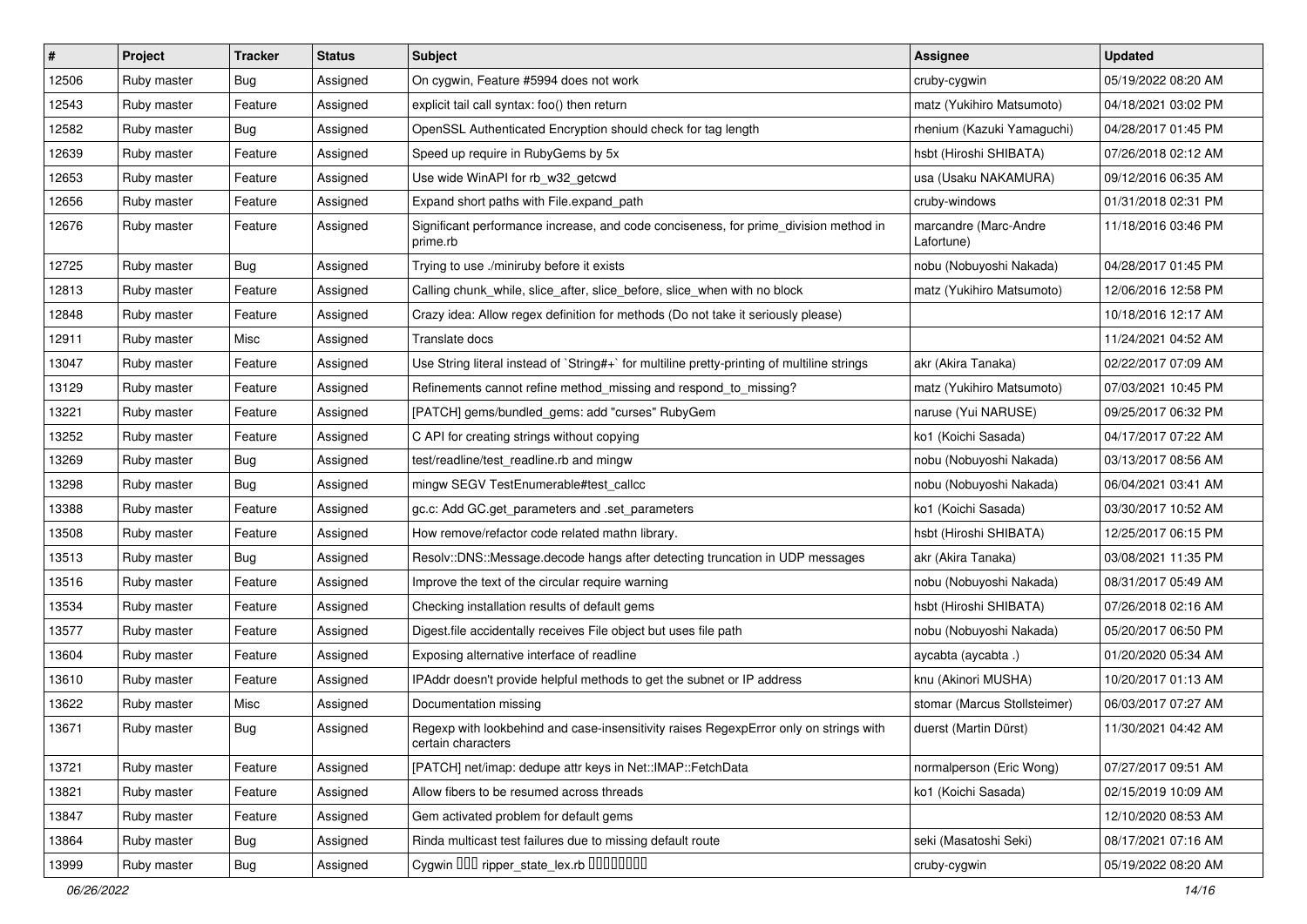| # | Project | Tracker | Status | Subject | Assignee | Updated |
|---|---|---|---|---|---|---|
| 12506 | Ruby master | Bug | Assigned | On cygwin, Feature #5994 does not work | cruby-cygwin | 05/19/2022 08:20 AM |
| 12543 | Ruby master | Feature | Assigned | explicit tail call syntax: foo() then return | matz (Yukihiro Matsumoto) | 04/18/2021 03:02 PM |
| 12582 | Ruby master | Bug | Assigned | OpenSSL Authenticated Encryption should check for tag length | rhenium (Kazuki Yamaguchi) | 04/28/2017 01:45 PM |
| 12639 | Ruby master | Feature | Assigned | Speed up require in RubyGems by 5x | hsbt (Hiroshi SHIBATA) | 07/26/2018 02:12 AM |
| 12653 | Ruby master | Feature | Assigned | Use wide WinAPI for rb_w32_getcwd | usa (Usaku NAKAMURA) | 09/12/2016 06:35 AM |
| 12656 | Ruby master | Feature | Assigned | Expand short paths with File.expand_path | cruby-windows | 01/31/2018 02:31 PM |
| 12676 | Ruby master | Feature | Assigned | Significant performance increase, and code conciseness, for prime_division method in prime.rb | marcandre (Marc-Andre Lafortune) | 11/18/2016 03:46 PM |
| 12725 | Ruby master | Bug | Assigned | Trying to use ./miniruby before it exists | nobu (Nobuyoshi Nakada) | 04/28/2017 01:45 PM |
| 12813 | Ruby master | Feature | Assigned | Calling chunk_while, slice_after, slice_before, slice_when with no block | matz (Yukihiro Matsumoto) | 12/06/2016 12:58 PM |
| 12848 | Ruby master | Feature | Assigned | Crazy idea: Allow regex definition for methods (Do not take it seriously please) | | 10/18/2016 12:17 AM |
| 12911 | Ruby master | Misc | Assigned | Translate docs | | 11/24/2021 04:52 AM |
| 13047 | Ruby master | Feature | Assigned | Use String literal instead of `String#+` for multiline pretty-printing of multiline strings | akr (Akira Tanaka) | 02/22/2017 07:09 AM |
| 13129 | Ruby master | Feature | Assigned | Refinements cannot refine method_missing and respond_to_missing? | matz (Yukihiro Matsumoto) | 07/03/2021 10:45 PM |
| 13221 | Ruby master | Feature | Assigned | [PATCH] gems/bundled_gems: add "curses" RubyGem | naruse (Yui NARUSE) | 09/25/2017 06:32 PM |
| 13252 | Ruby master | Feature | Assigned | C API for creating strings without copying | ko1 (Koichi Sasada) | 04/17/2017 07:22 AM |
| 13269 | Ruby master | Bug | Assigned | test/readline/test_readline.rb and mingw | nobu (Nobuyoshi Nakada) | 03/13/2017 08:56 AM |
| 13298 | Ruby master | Bug | Assigned | mingw SEGV TestEnumerable#test_callcc | nobu (Nobuyoshi Nakada) | 06/04/2021 03:41 AM |
| 13388 | Ruby master | Feature | Assigned | gc.c: Add GC.get_parameters and .set_parameters | ko1 (Koichi Sasada) | 03/30/2017 10:52 AM |
| 13508 | Ruby master | Feature | Assigned | How remove/refactor code related mathn library. | hsbt (Hiroshi SHIBATA) | 12/25/2017 06:15 PM |
| 13513 | Ruby master | Bug | Assigned | Resolv::DNS::Message.decode hangs after detecting truncation in UDP messages | akr (Akira Tanaka) | 03/08/2021 11:35 PM |
| 13516 | Ruby master | Feature | Assigned | Improve the text of the circular require warning | nobu (Nobuyoshi Nakada) | 08/31/2017 05:49 AM |
| 13534 | Ruby master | Feature | Assigned | Checking installation results of default gems | hsbt (Hiroshi SHIBATA) | 07/26/2018 02:16 AM |
| 13577 | Ruby master | Feature | Assigned | Digest.file accidentally receives File object but uses file path | nobu (Nobuyoshi Nakada) | 05/20/2017 06:50 PM |
| 13604 | Ruby master | Feature | Assigned | Exposing alternative interface of readline | aycabta (aycabta .) | 01/20/2020 05:34 AM |
| 13610 | Ruby master | Feature | Assigned | IPAddr doesn't provide helpful methods to get the subnet or IP address | knu (Akinori MUSHA) | 10/20/2017 01:13 AM |
| 13622 | Ruby master | Misc | Assigned | Documentation missing | stomar (Marcus Stollsteimer) | 06/03/2017 07:27 AM |
| 13671 | Ruby master | Bug | Assigned | Regexp with lookbehind and case-insensitivity raises RegexpError only on strings with certain characters | duerst (Martin Dürst) | 11/30/2021 04:42 AM |
| 13721 | Ruby master | Feature | Assigned | [PATCH] net/imap: dedupe attr keys in Net::IMAP::FetchData | normalperson (Eric Wong) | 07/27/2017 09:51 AM |
| 13821 | Ruby master | Feature | Assigned | Allow fibers to be resumed across threads | ko1 (Koichi Sasada) | 02/15/2019 10:09 AM |
| 13847 | Ruby master | Feature | Assigned | Gem activated problem for default gems | | 12/10/2020 08:53 AM |
| 13864 | Ruby master | Bug | Assigned | Rinda multicast test failures due to missing default route | seki (Masatoshi Seki) | 08/17/2021 07:16 AM |
| 13999 | Ruby master | Bug | Assigned | Cygwin ��� ripper_state_lex.rb �������� | cruby-cygwin | 05/19/2022 08:20 AM |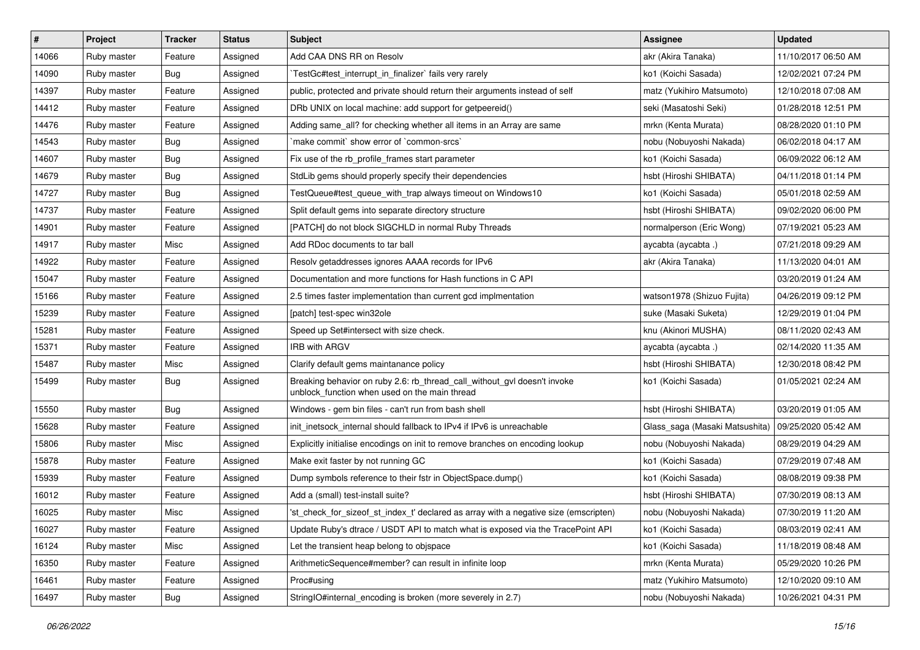| # | Project | Tracker | Status | Subject | Assignee | Updated |
|---|---|---|---|---|---|---|
| 14066 | Ruby master | Feature | Assigned | Add CAA DNS RR on Resolv | akr (Akira Tanaka) | 11/10/2017 06:50 AM |
| 14090 | Ruby master | Bug | Assigned | `TestGc#test_interrupt_in_finalizer` fails very rarely | ko1 (Koichi Sasada) | 12/02/2021 07:24 PM |
| 14397 | Ruby master | Feature | Assigned | public, protected and private should return their arguments instead of self | matz (Yukihiro Matsumoto) | 12/10/2018 07:08 AM |
| 14412 | Ruby master | Feature | Assigned | DRb UNIX on local machine: add support for getpeereid() | seki (Masatoshi Seki) | 01/28/2018 12:51 PM |
| 14476 | Ruby master | Feature | Assigned | Adding same_all? for checking whether all items in an Array are same | mrkn (Kenta Murata) | 08/28/2020 01:10 PM |
| 14543 | Ruby master | Bug | Assigned | `make commit` show error of `common-srcs` | nobu (Nobuyoshi Nakada) | 06/02/2018 04:17 AM |
| 14607 | Ruby master | Bug | Assigned | Fix use of the rb_profile_frames start parameter | ko1 (Koichi Sasada) | 06/09/2022 06:12 AM |
| 14679 | Ruby master | Bug | Assigned | StdLib gems should properly specify their dependencies | hsbt (Hiroshi SHIBATA) | 04/11/2018 01:14 PM |
| 14727 | Ruby master | Bug | Assigned | TestQueue#test_queue_with_trap always timeout on Windows10 | ko1 (Koichi Sasada) | 05/01/2018 02:59 AM |
| 14737 | Ruby master | Feature | Assigned | Split default gems into separate directory structure | hsbt (Hiroshi SHIBATA) | 09/02/2020 06:00 PM |
| 14901 | Ruby master | Feature | Assigned | [PATCH] do not block SIGCHLD in normal Ruby Threads | normalperson (Eric Wong) | 07/19/2021 05:23 AM |
| 14917 | Ruby master | Misc | Assigned | Add RDoc documents to tar ball | aycabta (aycabta .) | 07/21/2018 09:29 AM |
| 14922 | Ruby master | Feature | Assigned | Resolv getaddresses ignores AAAA records for IPv6 | akr (Akira Tanaka) | 11/13/2020 04:01 AM |
| 15047 | Ruby master | Feature | Assigned | Documentation and more functions for Hash functions in C API | | 03/20/2019 01:24 AM |
| 15166 | Ruby master | Feature | Assigned | 2.5 times faster implementation than current gcd implmentation | watson1978 (Shizuo Fujita) | 04/26/2019 09:12 PM |
| 15239 | Ruby master | Feature | Assigned | [patch] test-spec win32ole | suke (Masaki Suketa) | 12/29/2019 01:04 PM |
| 15281 | Ruby master | Feature | Assigned | Speed up Set#intersect with size check. | knu (Akinori MUSHA) | 08/11/2020 02:43 AM |
| 15371 | Ruby master | Feature | Assigned | IRB with ARGV | aycabta (aycabta .) | 02/14/2020 11:35 AM |
| 15487 | Ruby master | Misc | Assigned | Clarify default gems maintanance policy | hsbt (Hiroshi SHIBATA) | 12/30/2018 08:42 PM |
| 15499 | Ruby master | Bug | Assigned | Breaking behavior on ruby 2.6: rb_thread_call_without_gvl doesn't invoke unblock_function when used on the main thread | ko1 (Koichi Sasada) | 01/05/2021 02:24 AM |
| 15550 | Ruby master | Bug | Assigned | Windows - gem bin files - can't run from bash shell | hsbt (Hiroshi SHIBATA) | 03/20/2019 01:05 AM |
| 15628 | Ruby master | Feature | Assigned | init_inetsock_internal should fallback to IPv4 if IPv6 is unreachable | Glass_saga (Masaki Matsushita) | 09/25/2020 05:42 AM |
| 15806 | Ruby master | Misc | Assigned | Explicitly initialise encodings on init to remove branches on encoding lookup | nobu (Nobuyoshi Nakada) | 08/29/2019 04:29 AM |
| 15878 | Ruby master | Feature | Assigned | Make exit faster by not running GC | ko1 (Koichi Sasada) | 07/29/2019 07:48 AM |
| 15939 | Ruby master | Feature | Assigned | Dump symbols reference to their fstr in ObjectSpace.dump() | ko1 (Koichi Sasada) | 08/08/2019 09:38 PM |
| 16012 | Ruby master | Feature | Assigned | Add a (small) test-install suite? | hsbt (Hiroshi SHIBATA) | 07/30/2019 08:13 AM |
| 16025 | Ruby master | Misc | Assigned | 'st_check_for_sizeof_st_index_t' declared as array with a negative size (emscripten) | nobu (Nobuyoshi Nakada) | 07/30/2019 11:20 AM |
| 16027 | Ruby master | Feature | Assigned | Update Ruby's dtrace / USDT API to match what is exposed via the TracePoint API | ko1 (Koichi Sasada) | 08/03/2019 02:41 AM |
| 16124 | Ruby master | Misc | Assigned | Let the transient heap belong to objspace | ko1 (Koichi Sasada) | 11/18/2019 08:48 AM |
| 16350 | Ruby master | Feature | Assigned | ArithmeticSequence#member? can result in infinite loop | mrkn (Kenta Murata) | 05/29/2020 10:26 PM |
| 16461 | Ruby master | Feature | Assigned | Proc#using | matz (Yukihiro Matsumoto) | 12/10/2020 09:10 AM |
| 16497 | Ruby master | Bug | Assigned | StringIO#internal_encoding is broken (more severely in 2.7) | nobu (Nobuyoshi Nakada) | 10/26/2021 04:31 PM |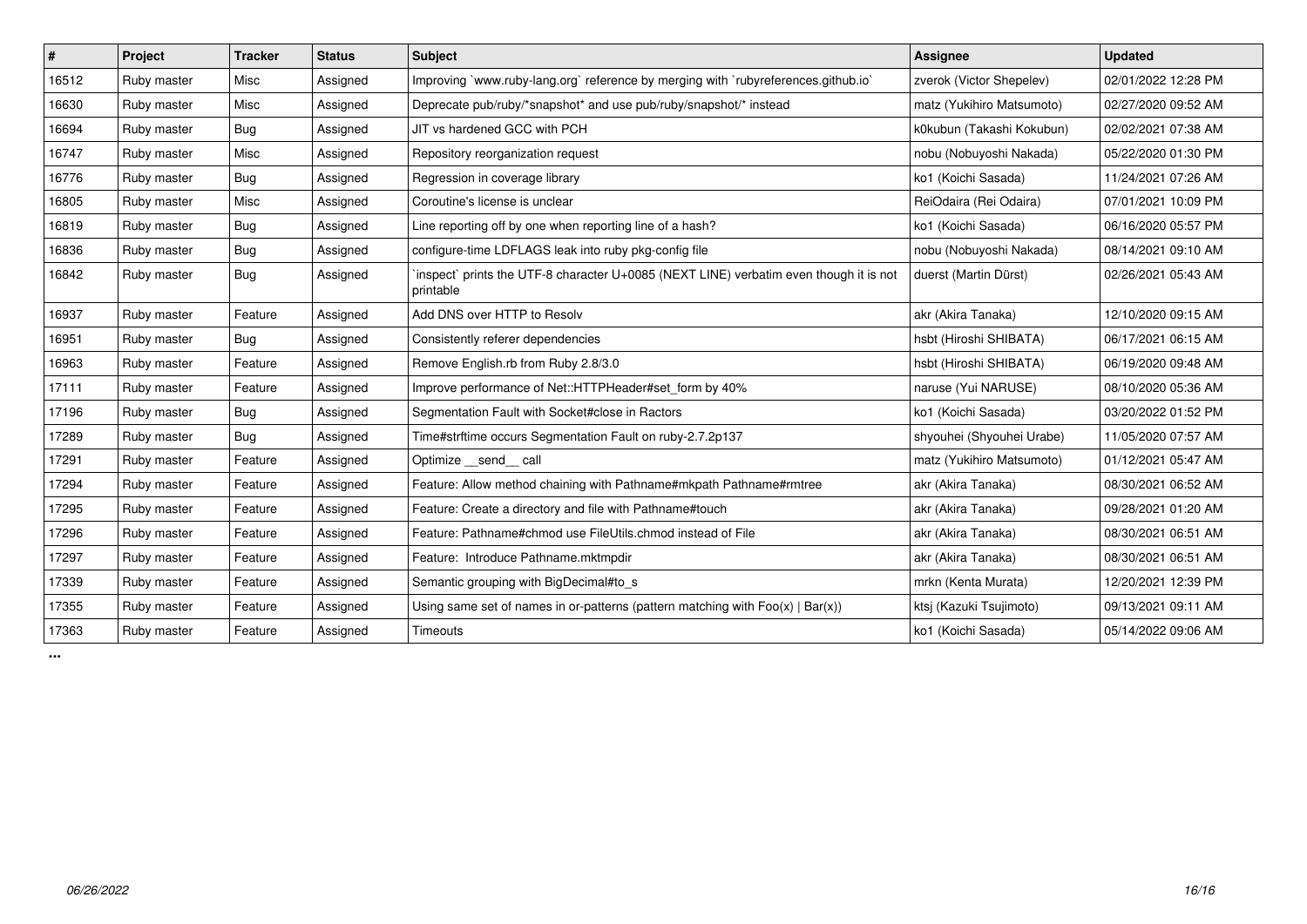| # | Project | Tracker | Status | Subject | Assignee | Updated |
|---|---|---|---|---|---|---|
| 16512 | Ruby master | Misc | Assigned | Improving `www.ruby-lang.org` reference by merging with `rubyreferences.github.io` | zverok (Victor Shepelev) | 02/01/2022 12:28 PM |
| 16630 | Ruby master | Misc | Assigned | Deprecate pub/ruby/*snapshot* and use pub/ruby/snapshot/* instead | matz (Yukihiro Matsumoto) | 02/27/2020 09:52 AM |
| 16694 | Ruby master | Bug | Assigned | JIT vs hardened GCC with PCH | k0kubun (Takashi Kokubun) | 02/02/2021 07:38 AM |
| 16747 | Ruby master | Misc | Assigned | Repository reorganization request | nobu (Nobuyoshi Nakada) | 05/22/2020 01:30 PM |
| 16776 | Ruby master | Bug | Assigned | Regression in coverage library | ko1 (Koichi Sasada) | 11/24/2021 07:26 AM |
| 16805 | Ruby master | Misc | Assigned | Coroutine's license is unclear | ReiOdaira (Rei Odaira) | 07/01/2021 10:09 PM |
| 16819 | Ruby master | Bug | Assigned | Line reporting off by one when reporting line of a hash? | ko1 (Koichi Sasada) | 06/16/2020 05:57 PM |
| 16836 | Ruby master | Bug | Assigned | configure-time LDFLAGS leak into ruby pkg-config file | nobu (Nobuyoshi Nakada) | 08/14/2021 09:10 AM |
| 16842 | Ruby master | Bug | Assigned | `inspect` prints the UTF-8 character U+0085 (NEXT LINE) verbatim even though it is not printable | duerst (Martin Dürst) | 02/26/2021 05:43 AM |
| 16937 | Ruby master | Feature | Assigned | Add DNS over HTTP to Resolv | akr (Akira Tanaka) | 12/10/2020 09:15 AM |
| 16951 | Ruby master | Bug | Assigned | Consistently referer dependencies | hsbt (Hiroshi SHIBATA) | 06/17/2021 06:15 AM |
| 16963 | Ruby master | Feature | Assigned | Remove English.rb from Ruby 2.8/3.0 | hsbt (Hiroshi SHIBATA) | 06/19/2020 09:48 AM |
| 17111 | Ruby master | Feature | Assigned | Improve performance of Net::HTTPHeader#set_form by 40% | naruse (Yui NARUSE) | 08/10/2020 05:36 AM |
| 17196 | Ruby master | Bug | Assigned | Segmentation Fault with Socket#close in Ractors | ko1 (Koichi Sasada) | 03/20/2022 01:52 PM |
| 17289 | Ruby master | Bug | Assigned | Time#strftime occurs Segmentation Fault on ruby-2.7.2p137 | shyouhei (Shyouhei Urabe) | 11/05/2020 07:57 AM |
| 17291 | Ruby master | Feature | Assigned | Optimize __send__ call | matz (Yukihiro Matsumoto) | 01/12/2021 05:47 AM |
| 17294 | Ruby master | Feature | Assigned | Feature: Allow method chaining with Pathname#mkpath Pathname#rmtree | akr (Akira Tanaka) | 08/30/2021 06:52 AM |
| 17295 | Ruby master | Feature | Assigned | Feature: Create a directory and file with Pathname#touch | akr (Akira Tanaka) | 09/28/2021 01:20 AM |
| 17296 | Ruby master | Feature | Assigned | Feature: Pathname#chmod use FileUtils.chmod instead of File | akr (Akira Tanaka) | 08/30/2021 06:51 AM |
| 17297 | Ruby master | Feature | Assigned | Feature: Introduce Pathname.mktmpdir | akr (Akira Tanaka) | 08/30/2021 06:51 AM |
| 17339 | Ruby master | Feature | Assigned | Semantic grouping with BigDecimal#to_s | mrkn (Kenta Murata) | 12/20/2021 12:39 PM |
| 17355 | Ruby master | Feature | Assigned | Using same set of names in or-patterns (pattern matching with Foo(x) \| Bar(x)) | ktsj (Kazuki Tsujimoto) | 09/13/2021 09:11 AM |
| 17363 | Ruby master | Feature | Assigned | Timeouts | ko1 (Koichi Sasada) | 05/14/2022 09:06 AM |

...